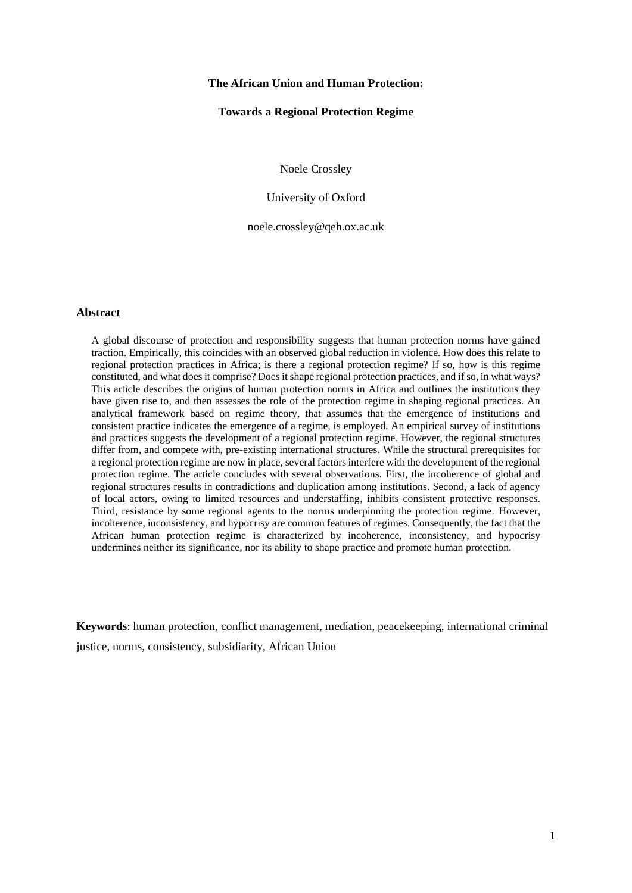# The African Union and Human Protection:

## Towards a Regional Protection Regime

Noele Crossley

University of Oxford

noele.crossley@qeh.ox.ac.uk

## Abstract

A global discourse of protection and responsibility suggests that human protection norms have gained traction. Empirically, this coincides with an observed global reduction in violence. How does this relate to regional protection practices in Africa; is there a regional protection regime? If so, how is this regime constituted, and what does it comprise? Does it shape regional protection practices, and if so, in what ways? This article describes the origins of human protection norms in Africa and outlines the institutions they have given rise to, and then assesses the role of the protection regime in shaping regional practices. An analytical framework based on regime theory, that assumes that the emergence of institutions and consistent practice indicates the emergence of a regime, is employed. An empirical survey of institutions and practices suggests the development of a regional protection regime. However, the regional structures differ from, and compete with, pre-existing international structures. While the structural prerequisites for a regional protection regime are now in place, several factors interfere with the development of the regional protection regime. The article concludes with several observations. First, the incoherence of global and regional structures results in contradictions and duplication among institutions. Second, a lack of agency of local actors, owing to limited resources and understaffing, inhibits consistent protective responses. Third, resistance by some regional agents to the norms underpinning the protection regime. However, incoherence, inconsistency, and hypocrisy are common features of regimes. Consequently, the fact that the African human protection regime is characterized by incoherence, inconsistency, and hypocrisy undermines neither its significance, nor its ability to shape practice and promote human protection.

**Keywords**: human protection, conflict management, mediation, peacekeeping, international criminal justice, norms, consistency, subsidiarity, African Union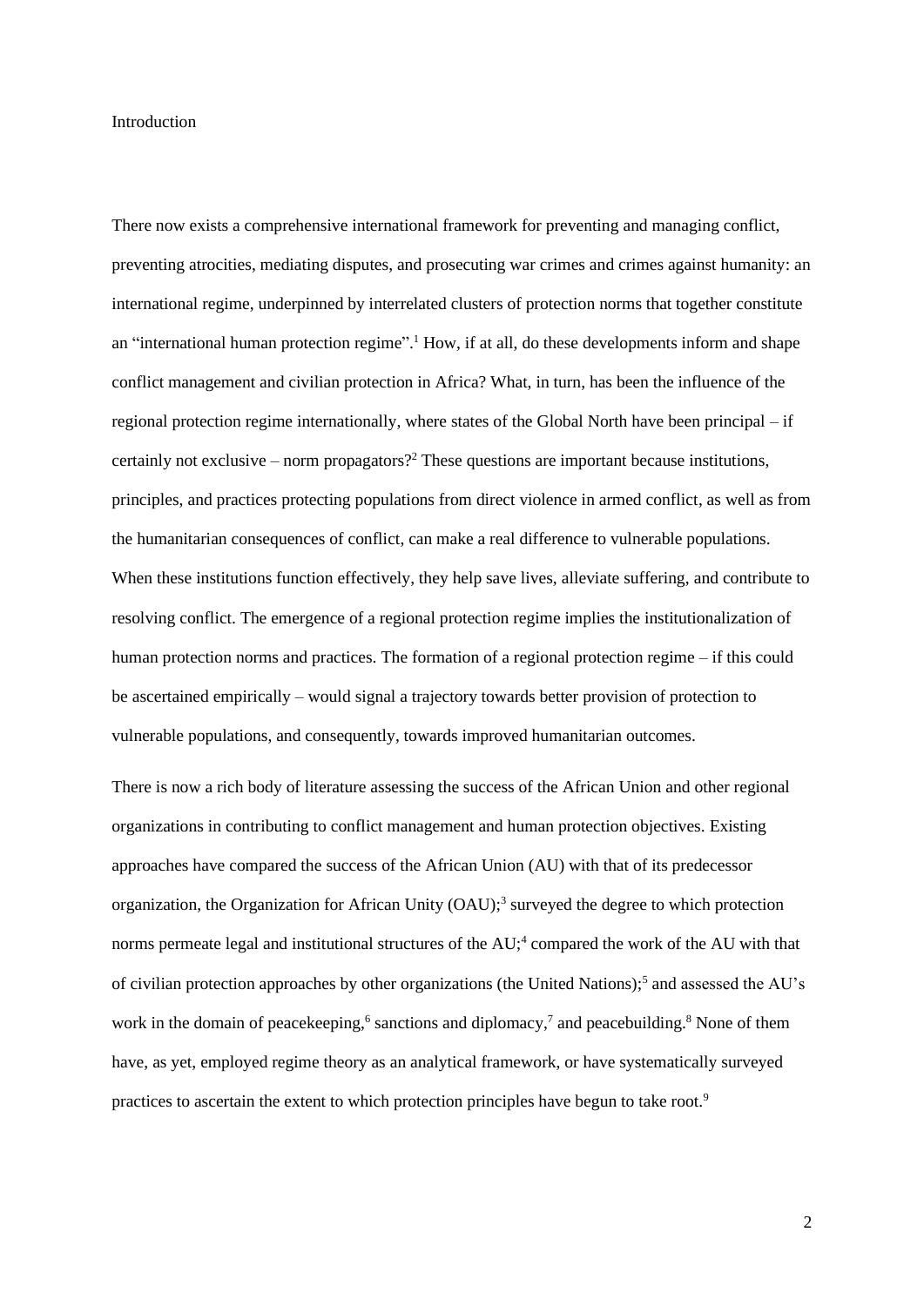# Introduction

There now exists a comprehensive international framework for preventing and managing conflict, preventing atrocities, mediating disputes, and prosecuting war crimes and crimes against humanity: an international regime, underpinned by interrelated clusters of protection norms that together constitute an "international human protection regime".[1] How, if at all, do these developments inform and shape conflict management and civilian protection in Africa? What, in turn, has been the influence of the regional protection regime internationally, where states of the Global North have been principal – if certainly not exclusive – norm propagators?[2] These questions are important because institutions, principles, and practices protecting populations from direct violence in armed conflict, as well as from the humanitarian consequences of conflict, can make a real difference to vulnerable populations. When these institutions function effectively, they help save lives, alleviate suffering, and contribute to resolving conflict. The emergence of a regional protection regime implies the institutionalization of human protection norms and practices. The formation of a regional protection regime – if this could be ascertained empirically – would signal a trajectory towards better provision of protection to vulnerable populations, and consequently, towards improved humanitarian outcomes.

There is now a rich body of literature assessing the success of the African Union and other regional organizations in contributing to conflict management and human protection objectives. Existing approaches have compared the success of the African Union (AU) with that of its predecessor organization, the Organization for African Unity (OAU);[3] surveyed the degree to which protection norms permeate legal and institutional structures of the AU;[4] compared the work of the AU with that of civilian protection approaches by other organizations (the United Nations);[5] and assessed the AU's work in the domain of peacekeeping,[6] sanctions and diplomacy,[7] and peacebuilding.[8] None of them have, as yet, employed regime theory as an analytical framework, or have systematically surveyed practices to ascertain the extent to which protection principles have begun to take root.[9]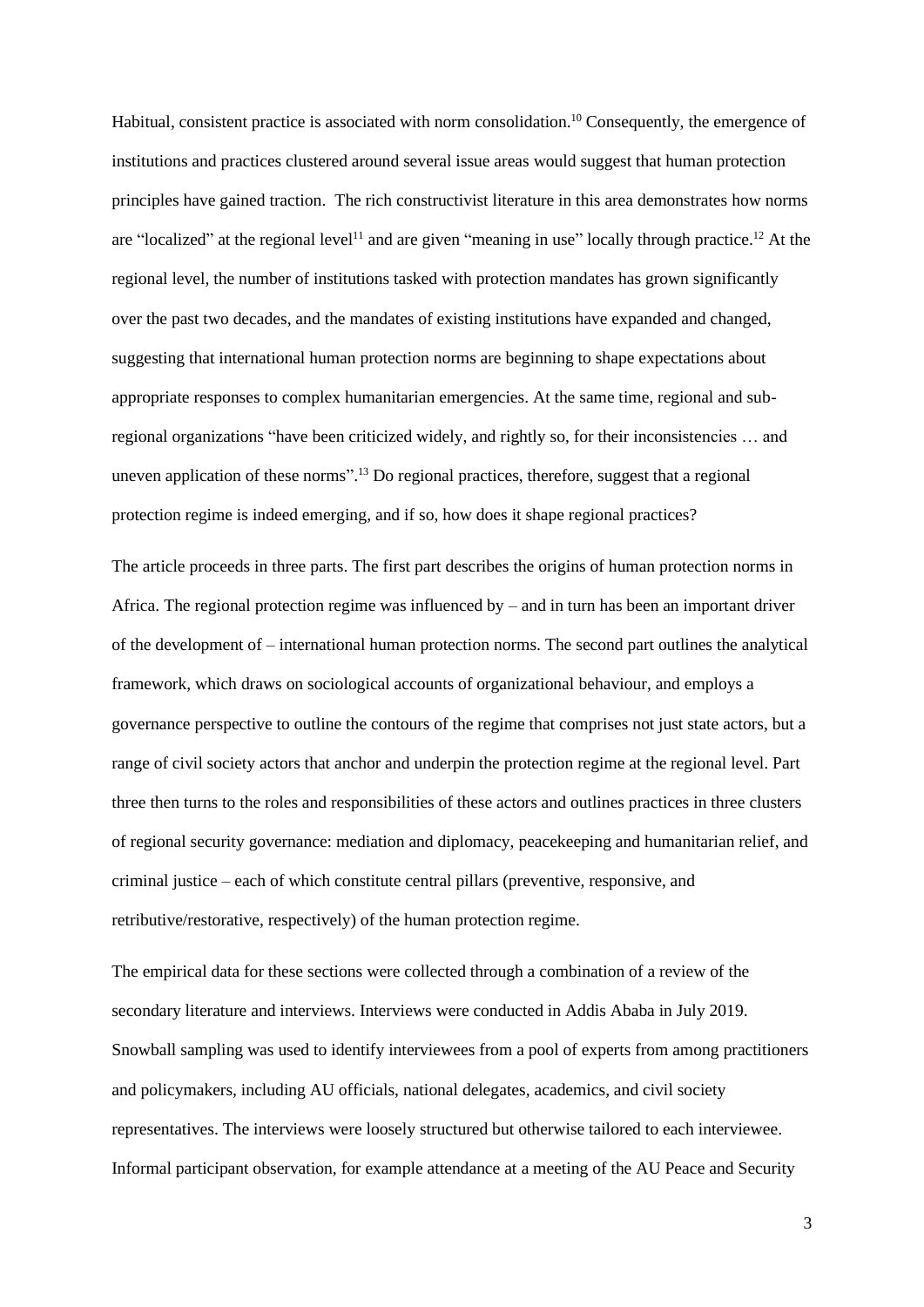Habitual, consistent practice is associated with norm consolidation.[10] Consequently, the emergence of institutions and practices clustered around several issue areas would suggest that human protection principles have gained traction. The rich constructivist literature in this area demonstrates how norms are "localized" at the regional level[11] and are given "meaning in use" locally through practice.[12] At the regional level, the number of institutions tasked with protection mandates has grown significantly over the past two decades, and the mandates of existing institutions have expanded and changed, suggesting that international human protection norms are beginning to shape expectations about appropriate responses to complex humanitarian emergencies. At the same time, regional and sub-regional organizations "have been criticized widely, and rightly so, for their inconsistencies … and uneven application of these norms".[13] Do regional practices, therefore, suggest that a regional protection regime is indeed emerging, and if so, how does it shape regional practices?

The article proceeds in three parts. The first part describes the origins of human protection norms in Africa. The regional protection regime was influenced by – and in turn has been an important driver of the development of – international human protection norms. The second part outlines the analytical framework, which draws on sociological accounts of organizational behaviour, and employs a governance perspective to outline the contours of the regime that comprises not just state actors, but a range of civil society actors that anchor and underpin the protection regime at the regional level. Part three then turns to the roles and responsibilities of these actors and outlines practices in three clusters of regional security governance: mediation and diplomacy, peacekeeping and humanitarian relief, and criminal justice – each of which constitute central pillars (preventive, responsive, and retributive/restorative, respectively) of the human protection regime.

The empirical data for these sections were collected through a combination of a review of the secondary literature and interviews. Interviews were conducted in Addis Ababa in July 2019. Snowball sampling was used to identify interviewees from a pool of experts from among practitioners and policymakers, including AU officials, national delegates, academics, and civil society representatives. The interviews were loosely structured but otherwise tailored to each interviewee. Informal participant observation, for example attendance at a meeting of the AU Peace and Security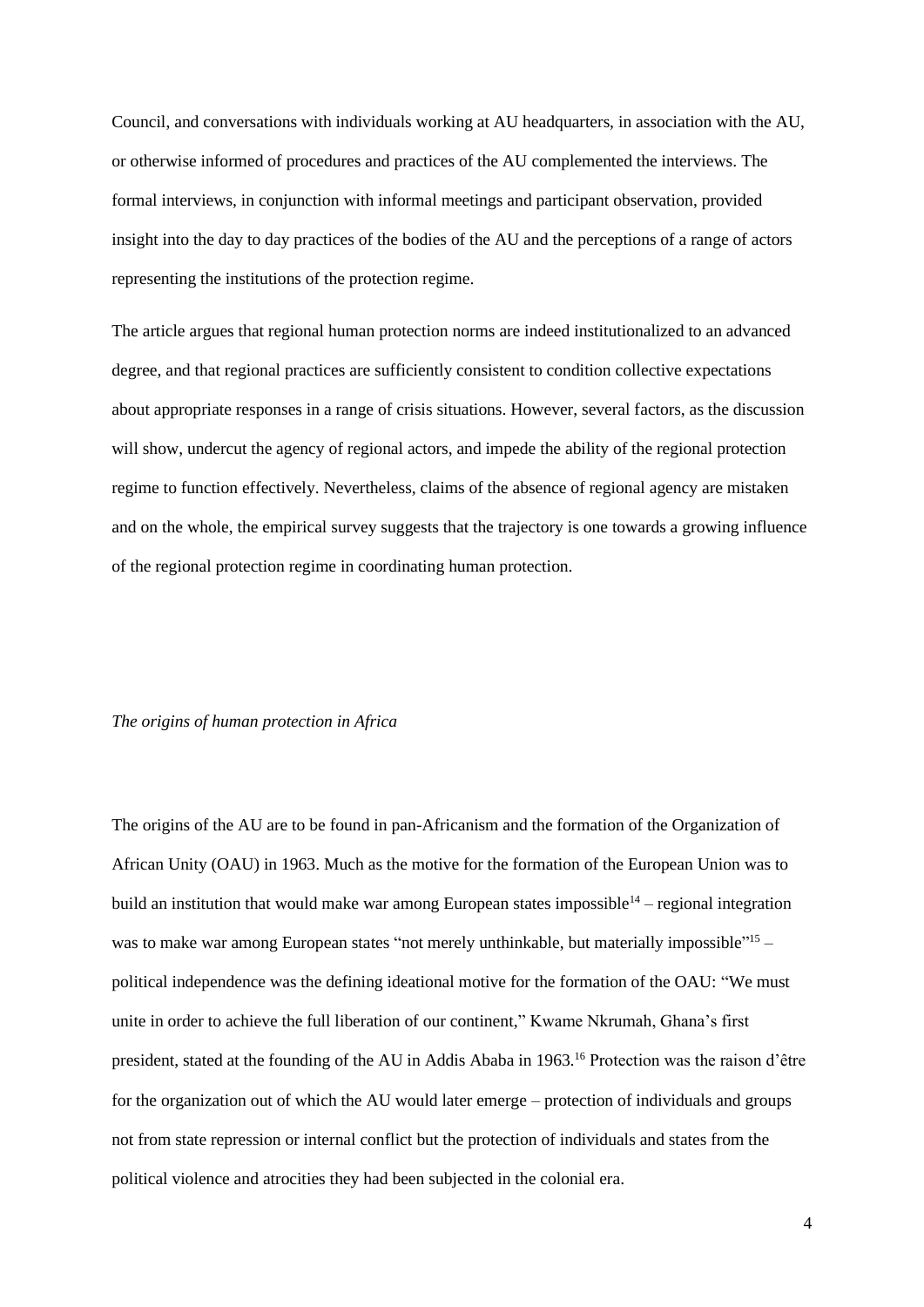Council, and conversations with individuals working at AU headquarters, in association with the AU, or otherwise informed of procedures and practices of the AU complemented the interviews. The formal interviews, in conjunction with informal meetings and participant observation, provided insight into the day to day practices of the bodies of the AU and the perceptions of a range of actors representing the institutions of the protection regime.

The article argues that regional human protection norms are indeed institutionalized to an advanced degree, and that regional practices are sufficiently consistent to condition collective expectations about appropriate responses in a range of crisis situations. However, several factors, as the discussion will show, undercut the agency of regional actors, and impede the ability of the regional protection regime to function effectively. Nevertheless, claims of the absence of regional agency are mistaken and on the whole, the empirical survey suggests that the trajectory is one towards a growing influence of the regional protection regime in coordinating human protection.

*The origins of human protection in Africa*

The origins of the AU are to be found in pan-Africanism and the formation of the Organization of African Unity (OAU) in 1963. Much as the motive for the formation of the European Union was to build an institution that would make war among European states impossible[14] – regional integration was to make war among European states "not merely unthinkable, but materially impossible"[15] – political independence was the defining ideational motive for the formation of the OAU: "We must unite in order to achieve the full liberation of our continent," Kwame Nkrumah, Ghana's first president, stated at the founding of the AU in Addis Ababa in 1963.[16] Protection was the raison d'être for the organization out of which the AU would later emerge – protection of individuals and groups not from state repression or internal conflict but the protection of individuals and states from the political violence and atrocities they had been subjected in the colonial era.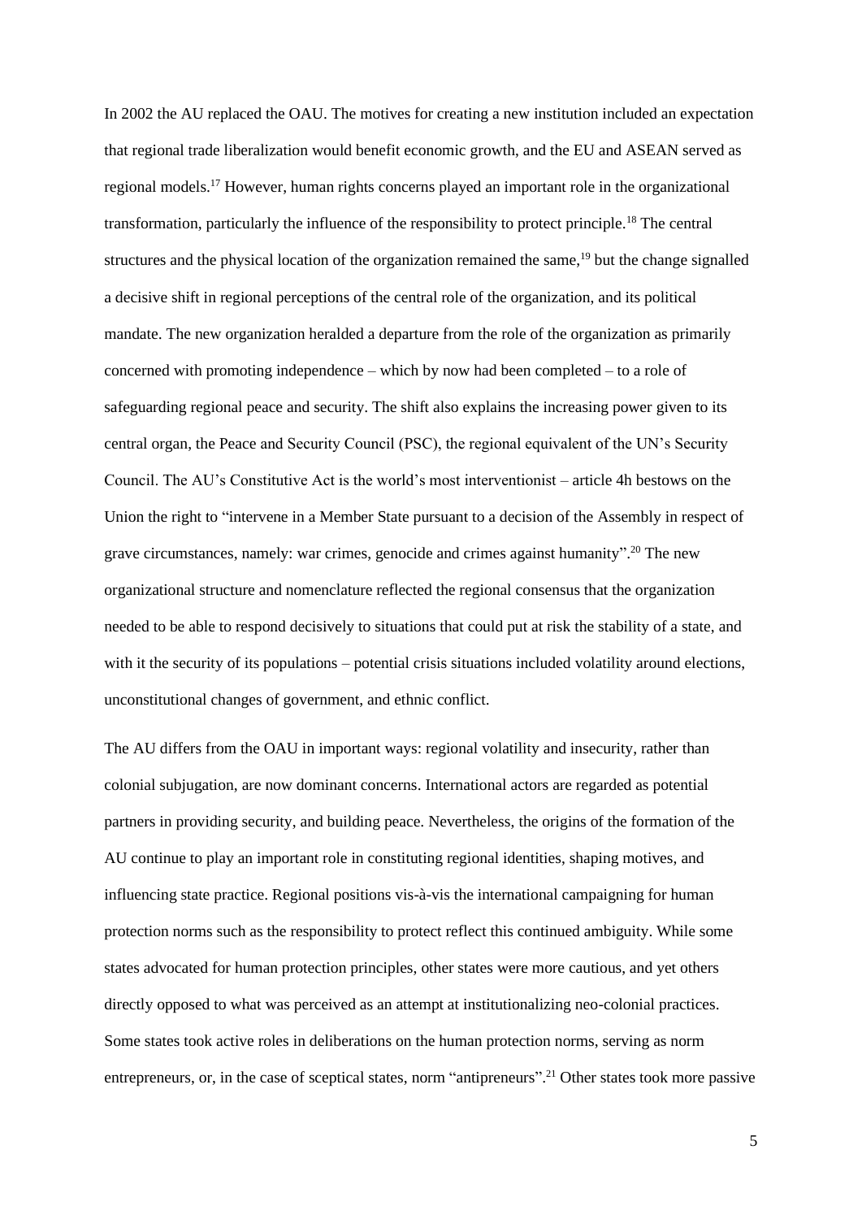In 2002 the AU replaced the OAU. The motives for creating a new institution included an expectation that regional trade liberalization would benefit economic growth, and the EU and ASEAN served as regional models.[17] However, human rights concerns played an important role in the organizational transformation, particularly the influence of the responsibility to protect principle.[18] The central structures and the physical location of the organization remained the same,[19] but the change signalled a decisive shift in regional perceptions of the central role of the organization, and its political mandate. The new organization heralded a departure from the role of the organization as primarily concerned with promoting independence – which by now had been completed – to a role of safeguarding regional peace and security. The shift also explains the increasing power given to its central organ, the Peace and Security Council (PSC), the regional equivalent of the UN's Security Council. The AU's Constitutive Act is the world's most interventionist – article 4h bestows on the Union the right to "intervene in a Member State pursuant to a decision of the Assembly in respect of grave circumstances, namely: war crimes, genocide and crimes against humanity".[20] The new organizational structure and nomenclature reflected the regional consensus that the organization needed to be able to respond decisively to situations that could put at risk the stability of a state, and with it the security of its populations – potential crisis situations included volatility around elections, unconstitutional changes of government, and ethnic conflict.

The AU differs from the OAU in important ways: regional volatility and insecurity, rather than colonial subjugation, are now dominant concerns. International actors are regarded as potential partners in providing security, and building peace. Nevertheless, the origins of the formation of the AU continue to play an important role in constituting regional identities, shaping motives, and influencing state practice. Regional positions vis-à-vis the international campaigning for human protection norms such as the responsibility to protect reflect this continued ambiguity. While some states advocated for human protection principles, other states were more cautious, and yet others directly opposed to what was perceived as an attempt at institutionalizing neo-colonial practices. Some states took active roles in deliberations on the human protection norms, serving as norm entrepreneurs, or, in the case of sceptical states, norm "antipreneurs".[21] Other states took more passive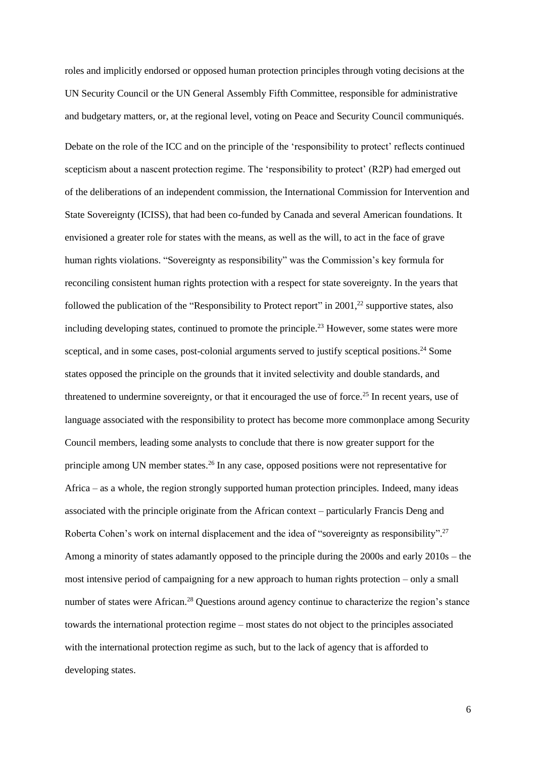roles and implicitly endorsed or opposed human protection principles through voting decisions at the UN Security Council or the UN General Assembly Fifth Committee, responsible for administrative and budgetary matters, or, at the regional level, voting on Peace and Security Council communiqués.

Debate on the role of the ICC and on the principle of the 'responsibility to protect' reflects continued scepticism about a nascent protection regime. The 'responsibility to protect' (R2P) had emerged out of the deliberations of an independent commission, the International Commission for Intervention and State Sovereignty (ICISS), that had been co-funded by Canada and several American foundations. It envisioned a greater role for states with the means, as well as the will, to act in the face of grave human rights violations. "Sovereignty as responsibility" was the Commission's key formula for reconciling consistent human rights protection with a respect for state sovereignty. In the years that followed the publication of the "Responsibility to Protect report" in 2001,[22] supportive states, also including developing states, continued to promote the principle.[23] However, some states were more sceptical, and in some cases, post-colonial arguments served to justify sceptical positions.[24] Some states opposed the principle on the grounds that it invited selectivity and double standards, and threatened to undermine sovereignty, or that it encouraged the use of force.[25] In recent years, use of language associated with the responsibility to protect has become more commonplace among Security Council members, leading some analysts to conclude that there is now greater support for the principle among UN member states.[26] In any case, opposed positions were not representative for Africa – as a whole, the region strongly supported human protection principles. Indeed, many ideas associated with the principle originate from the African context – particularly Francis Deng and Roberta Cohen's work on internal displacement and the idea of "sovereignty as responsibility".[27] Among a minority of states adamantly opposed to the principle during the 2000s and early 2010s – the most intensive period of campaigning for a new approach to human rights protection – only a small number of states were African.[28] Questions around agency continue to characterize the region's stance towards the international protection regime – most states do not object to the principles associated with the international protection regime as such, but to the lack of agency that is afforded to developing states.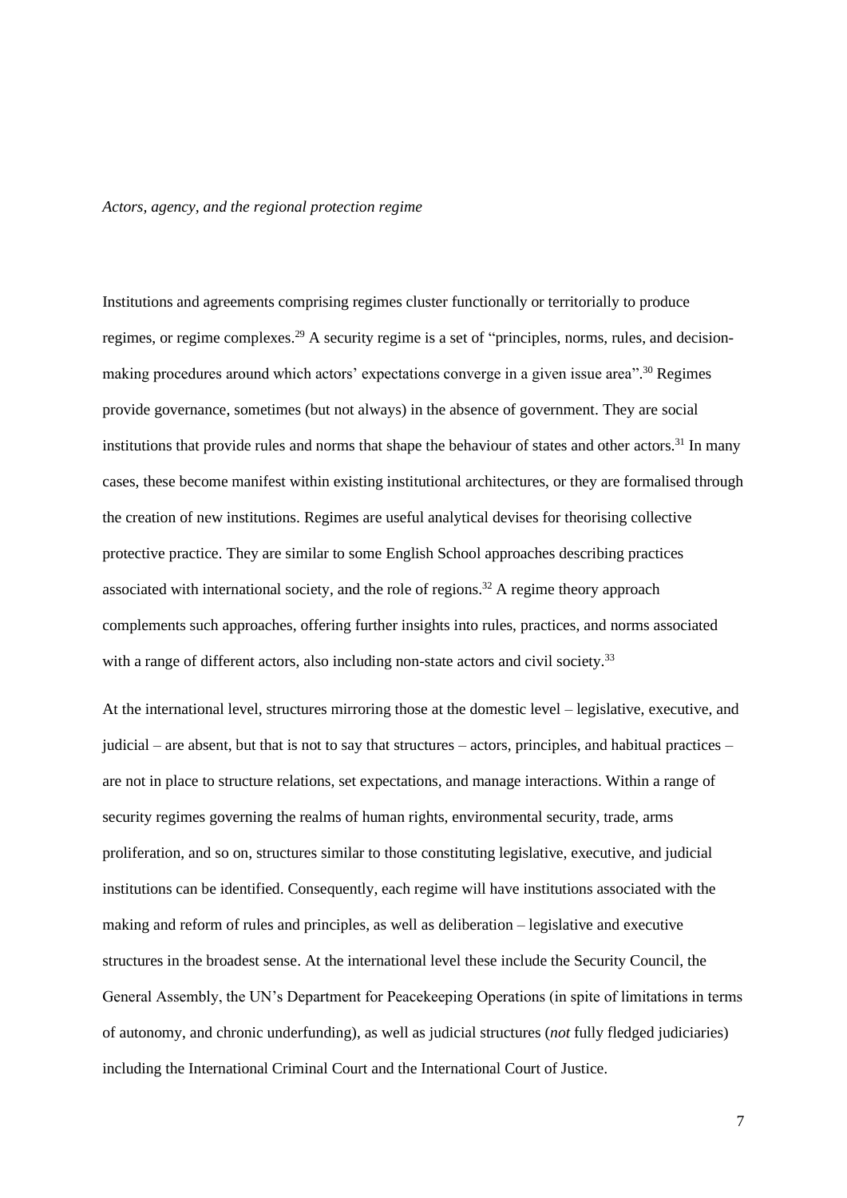*Actors, agency, and the regional protection regime*

Institutions and agreements comprising regimes cluster functionally or territorially to produce regimes, or regime complexes.[29] A security regime is a set of "principles, norms, rules, and decision-making procedures around which actors' expectations converge in a given issue area".[30] Regimes provide governance, sometimes (but not always) in the absence of government. They are social institutions that provide rules and norms that shape the behaviour of states and other actors.[31] In many cases, these become manifest within existing institutional architectures, or they are formalised through the creation of new institutions. Regimes are useful analytical devises for theorising collective protective practice. They are similar to some English School approaches describing practices associated with international society, and the role of regions.[32] A regime theory approach complements such approaches, offering further insights into rules, practices, and norms associated with a range of different actors, also including non-state actors and civil society.[33]

At the international level, structures mirroring those at the domestic level – legislative, executive, and judicial – are absent, but that is not to say that structures – actors, principles, and habitual practices – are not in place to structure relations, set expectations, and manage interactions. Within a range of security regimes governing the realms of human rights, environmental security, trade, arms proliferation, and so on, structures similar to those constituting legislative, executive, and judicial institutions can be identified. Consequently, each regime will have institutions associated with the making and reform of rules and principles, as well as deliberation – legislative and executive structures in the broadest sense. At the international level these include the Security Council, the General Assembly, the UN's Department for Peacekeeping Operations (in spite of limitations in terms of autonomy, and chronic underfunding), as well as judicial structures (*not* fully fledged judiciaries) including the International Criminal Court and the International Court of Justice.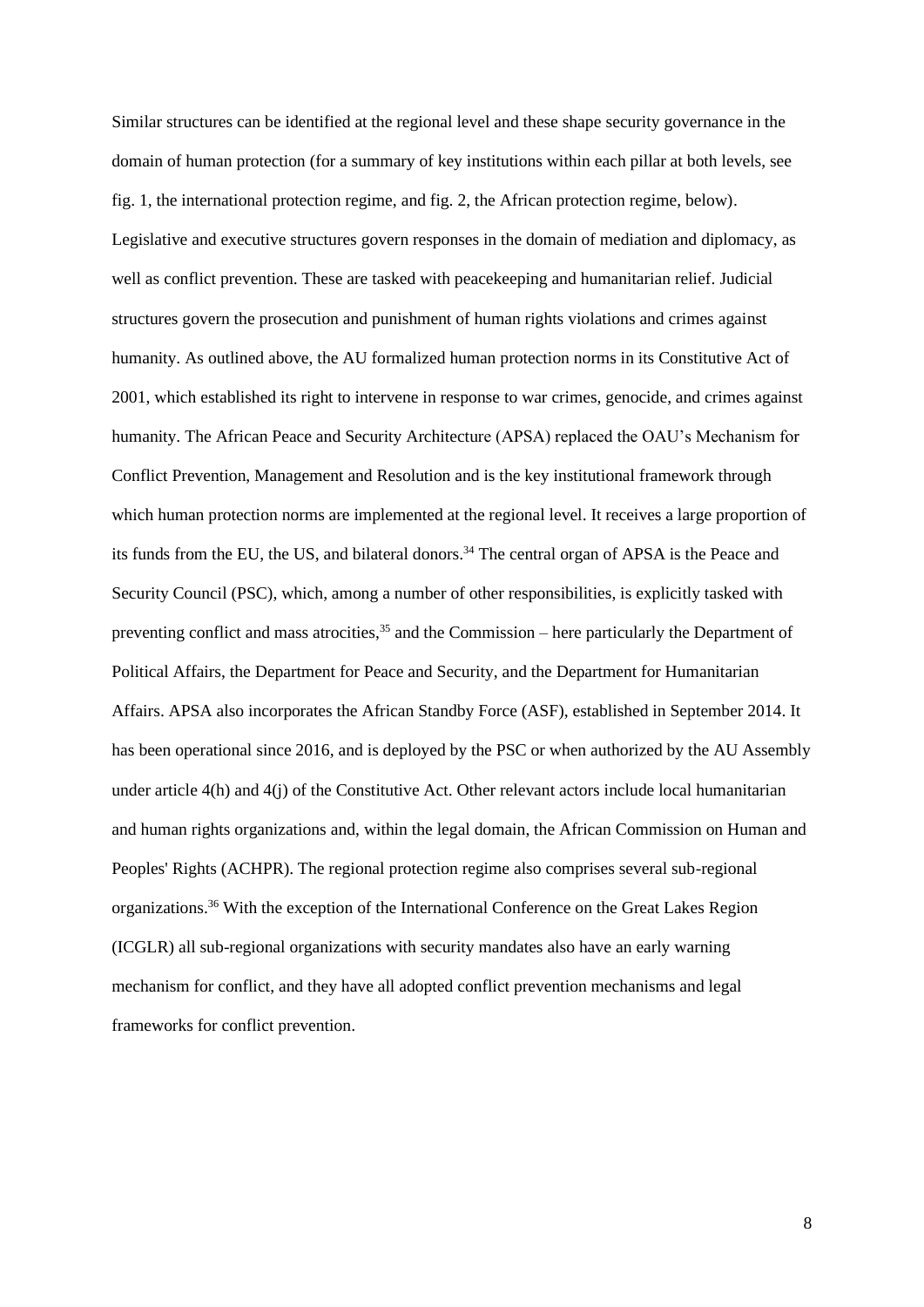Similar structures can be identified at the regional level and these shape security governance in the domain of human protection (for a summary of key institutions within each pillar at both levels, see fig. 1, the international protection regime, and fig. 2, the African protection regime, below). Legislative and executive structures govern responses in the domain of mediation and diplomacy, as well as conflict prevention. These are tasked with peacekeeping and humanitarian relief. Judicial structures govern the prosecution and punishment of human rights violations and crimes against humanity. As outlined above, the AU formalized human protection norms in its Constitutive Act of 2001, which established its right to intervene in response to war crimes, genocide, and crimes against humanity. The African Peace and Security Architecture (APSA) replaced the OAU's Mechanism for Conflict Prevention, Management and Resolution and is the key institutional framework through which human protection norms are implemented at the regional level. It receives a large proportion of its funds from the EU, the US, and bilateral donors.[34] The central organ of APSA is the Peace and Security Council (PSC), which, among a number of other responsibilities, is explicitly tasked with preventing conflict and mass atrocities,[35] and the Commission – here particularly the Department of Political Affairs, the Department for Peace and Security, and the Department for Humanitarian Affairs. APSA also incorporates the African Standby Force (ASF), established in September 2014. It has been operational since 2016, and is deployed by the PSC or when authorized by the AU Assembly under article 4(h) and 4(j) of the Constitutive Act. Other relevant actors include local humanitarian and human rights organizations and, within the legal domain, the African Commission on Human and Peoples' Rights (ACHPR). The regional protection regime also comprises several sub-regional organizations.[36] With the exception of the International Conference on the Great Lakes Region (ICGLR) all sub-regional organizations with security mandates also have an early warning mechanism for conflict, and they have all adopted conflict prevention mechanisms and legal frameworks for conflict prevention.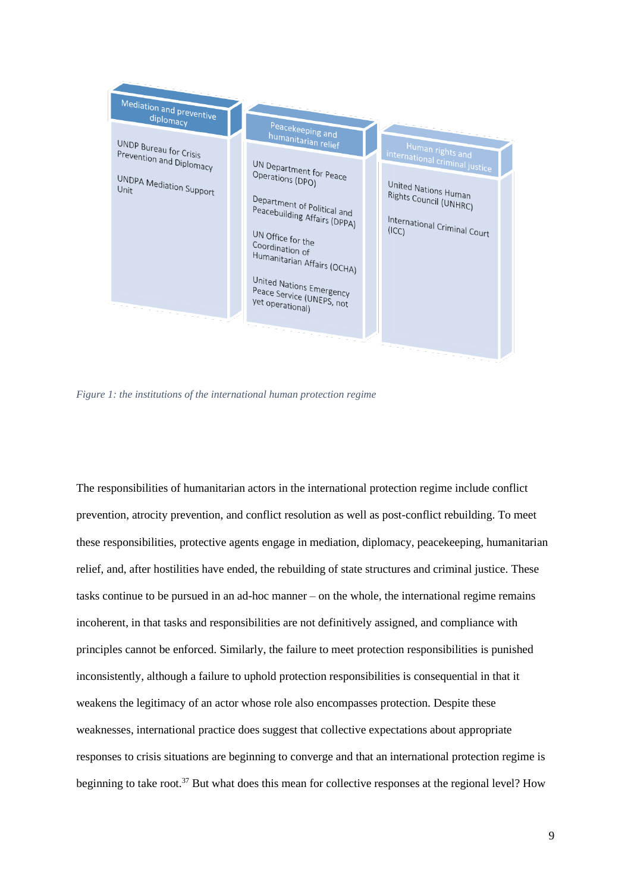| Mediation and preventive diplomacy | Peacekeeping and humanitarian relief | Human rights and international criminal justice |
|---|---|---|
| UNDP Bureau for Crisis Prevention and Diplomacy | UN Department for Peace Operations (DPO) | United Nations Human Rights Council (UNHRC) |
| UNDPA Mediation Support Unit | Department of Political and Peacebuilding Affairs (DPPA) | International Criminal Court (ICC) |
| | UN Office for the Coordination of Humanitarian Affairs (OCHA) | |
| | United Nations Emergency Peace Service (UNEPS, not yet operational) | |

*Figure 1: the institutions of the international human protection regime*

The responsibilities of humanitarian actors in the international protection regime include conflict prevention, atrocity prevention, and conflict resolution as well as post-conflict rebuilding. To meet these responsibilities, protective agents engage in mediation, diplomacy, peacekeeping, humanitarian relief, and, after hostilities have ended, the rebuilding of state structures and criminal justice. These tasks continue to be pursued in an ad-hoc manner – on the whole, the international regime remains incoherent, in that tasks and responsibilities are not definitively assigned, and compliance with principles cannot be enforced. Similarly, the failure to meet protection responsibilities is punished inconsistently, although a failure to uphold protection responsibilities is consequential in that it weakens the legitimacy of an actor whose role also encompasses protection. Despite these weaknesses, international practice does suggest that collective expectations about appropriate responses to crisis situations are beginning to converge and that an international protection regime is beginning to take root.[37] But what does this mean for collective responses at the regional level? How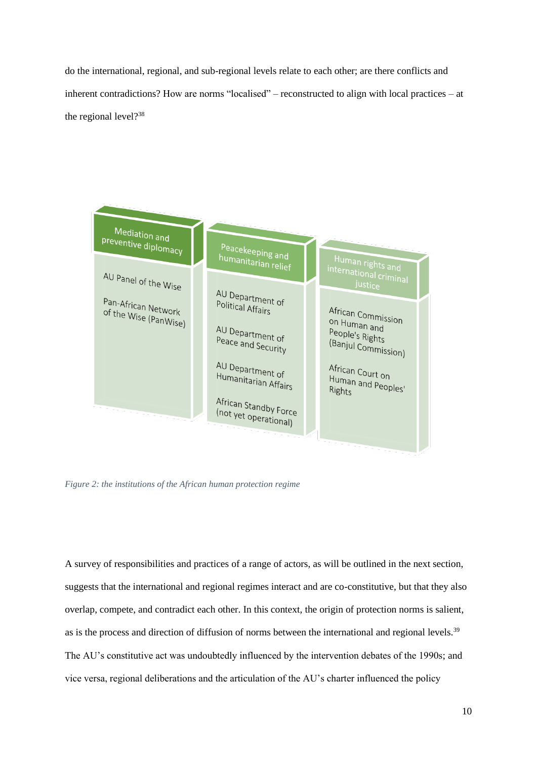do the international, regional, and sub-regional levels relate to each other; are there conflicts and inherent contradictions? How are norms "localised" – reconstructed to align with local practices – at the regional level?[38]

| Mediation and preventive diplomacy | Peacekeeping and humanitarian relief | Human rights and international criminal justice |
| --- | --- | --- |
| AU Panel of the Wise | AU Department of Political Affairs | African Commission on Human and People's Rights (Banjul Commission) |
| Pan-African Network of the Wise (PanWise) | AU Department of Peace and Security | African Court on Human and Peoples' Rights |
| | AU Department of Humanitarian Affairs | |
| | African Standby Force (not yet operational) | |

*Figure 2: the institutions of the African human protection regime*

A survey of responsibilities and practices of a range of actors, as will be outlined in the next section, suggests that the international and regional regimes interact and are co-constitutive, but that they also overlap, compete, and contradict each other. In this context, the origin of protection norms is salient, as is the process and direction of diffusion of norms between the international and regional levels.[39] The AU's constitutive act was undoubtedly influenced by the intervention debates of the 1990s; and vice versa, regional deliberations and the articulation of the AU's charter influenced the policy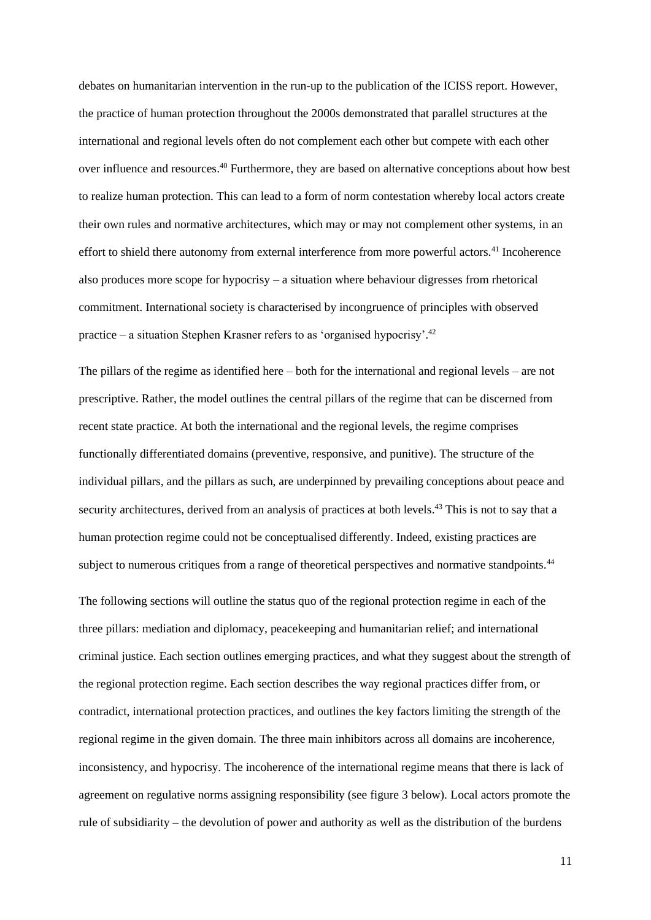debates on humanitarian intervention in the run-up to the publication of the ICISS report. However, the practice of human protection throughout the 2000s demonstrated that parallel structures at the international and regional levels often do not complement each other but compete with each other over influence and resources.[40] Furthermore, they are based on alternative conceptions about how best to realize human protection. This can lead to a form of norm contestation whereby local actors create their own rules and normative architectures, which may or may not complement other systems, in an effort to shield there autonomy from external interference from more powerful actors.[41] Incoherence also produces more scope for hypocrisy – a situation where behaviour digresses from rhetorical commitment. International society is characterised by incongruence of principles with observed practice – a situation Stephen Krasner refers to as 'organised hypocrisy'.[42]

The pillars of the regime as identified here – both for the international and regional levels – are not prescriptive. Rather, the model outlines the central pillars of the regime that can be discerned from recent state practice. At both the international and the regional levels, the regime comprises functionally differentiated domains (preventive, responsive, and punitive). The structure of the individual pillars, and the pillars as such, are underpinned by prevailing conceptions about peace and security architectures, derived from an analysis of practices at both levels.[43] This is not to say that a human protection regime could not be conceptualised differently. Indeed, existing practices are subject to numerous critiques from a range of theoretical perspectives and normative standpoints.[44]

The following sections will outline the status quo of the regional protection regime in each of the three pillars: mediation and diplomacy, peacekeeping and humanitarian relief; and international criminal justice. Each section outlines emerging practices, and what they suggest about the strength of the regional protection regime. Each section describes the way regional practices differ from, or contradict, international protection practices, and outlines the key factors limiting the strength of the regional regime in the given domain. The three main inhibitors across all domains are incoherence, inconsistency, and hypocrisy. The incoherence of the international regime means that there is lack of agreement on regulative norms assigning responsibility (see figure 3 below). Local actors promote the rule of subsidiarity – the devolution of power and authority as well as the distribution of the burdens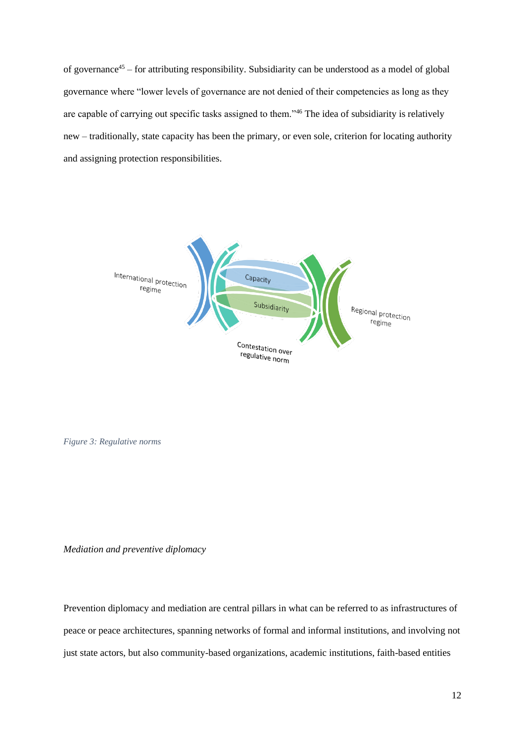of governance[45] – for attributing responsibility. Subsidiarity can be understood as a model of global governance where "lower levels of governance are not denied of their competencies as long as they are capable of carrying out specific tasks assigned to them."[46] The idea of subsidiarity is relatively new – traditionally, state capacity has been the primary, or even sole, criterion for locating authority and assigning protection responsibilities.

International protection regime

Capacity

Subsidiarity

Regional protection regime

Contestation over regulative norm

*Figure 3: Regulative norms*

*Mediation and preventive diplomacy*

Prevention diplomacy and mediation are central pillars in what can be referred to as infrastructures of peace or peace architectures, spanning networks of formal and informal institutions, and involving not just state actors, but also community-based organizations, academic institutions, faith-based entities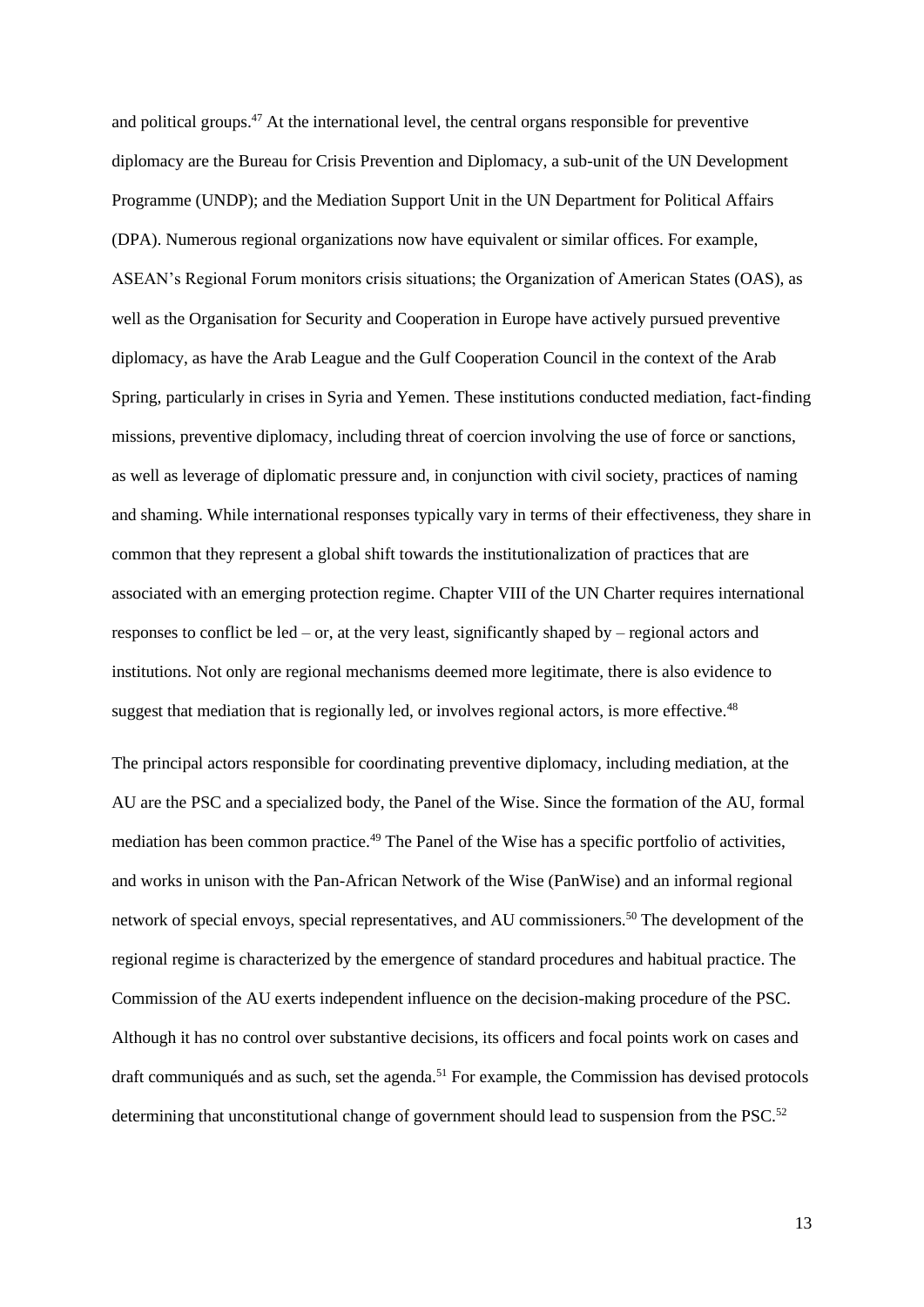and political groups.[47] At the international level, the central organs responsible for preventive diplomacy are the Bureau for Crisis Prevention and Diplomacy, a sub-unit of the UN Development Programme (UNDP); and the Mediation Support Unit in the UN Department for Political Affairs (DPA). Numerous regional organizations now have equivalent or similar offices. For example, ASEAN's Regional Forum monitors crisis situations; the Organization of American States (OAS), as well as the Organisation for Security and Cooperation in Europe have actively pursued preventive diplomacy, as have the Arab League and the Gulf Cooperation Council in the context of the Arab Spring, particularly in crises in Syria and Yemen. These institutions conducted mediation, fact-finding missions, preventive diplomacy, including threat of coercion involving the use of force or sanctions, as well as leverage of diplomatic pressure and, in conjunction with civil society, practices of naming and shaming. While international responses typically vary in terms of their effectiveness, they share in common that they represent a global shift towards the institutionalization of practices that are associated with an emerging protection regime. Chapter VIII of the UN Charter requires international responses to conflict be led – or, at the very least, significantly shaped by – regional actors and institutions. Not only are regional mechanisms deemed more legitimate, there is also evidence to suggest that mediation that is regionally led, or involves regional actors, is more effective.[48]

The principal actors responsible for coordinating preventive diplomacy, including mediation, at the AU are the PSC and a specialized body, the Panel of the Wise. Since the formation of the AU, formal mediation has been common practice.[49] The Panel of the Wise has a specific portfolio of activities, and works in unison with the Pan-African Network of the Wise (PanWise) and an informal regional network of special envoys, special representatives, and AU commissioners.[50] The development of the regional regime is characterized by the emergence of standard procedures and habitual practice. The Commission of the AU exerts independent influence on the decision-making procedure of the PSC. Although it has no control over substantive decisions, its officers and focal points work on cases and draft communiqués and as such, set the agenda.[51] For example, the Commission has devised protocols determining that unconstitutional change of government should lead to suspension from the PSC.[52]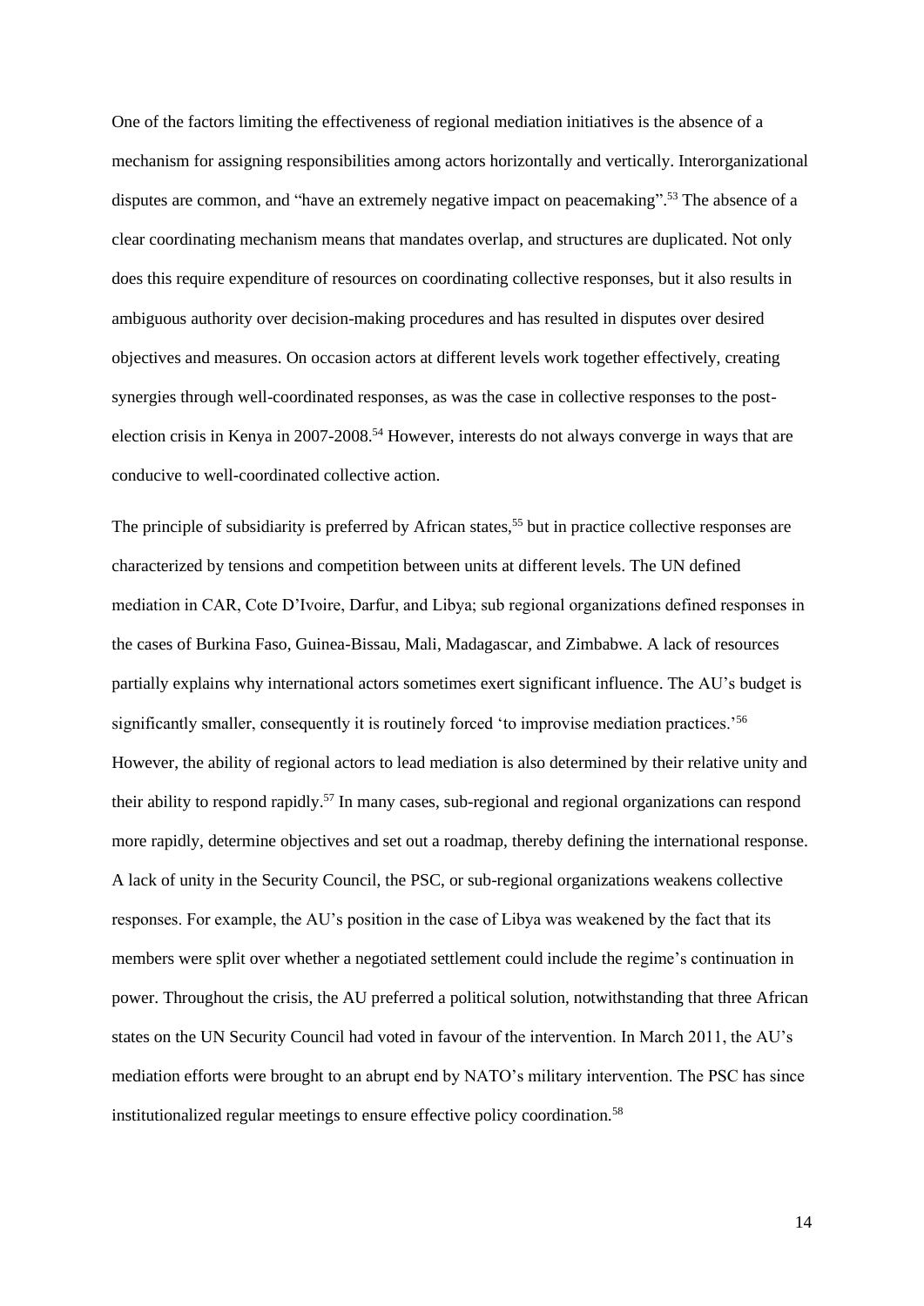One of the factors limiting the effectiveness of regional mediation initiatives is the absence of a mechanism for assigning responsibilities among actors horizontally and vertically. Interorganizational disputes are common, and "have an extremely negative impact on peacemaking".[53] The absence of a clear coordinating mechanism means that mandates overlap, and structures are duplicated. Not only does this require expenditure of resources on coordinating collective responses, but it also results in ambiguous authority over decision-making procedures and has resulted in disputes over desired objectives and measures. On occasion actors at different levels work together effectively, creating synergies through well-coordinated responses, as was the case in collective responses to the post-election crisis in Kenya in 2007-2008.[54] However, interests do not always converge in ways that are conducive to well-coordinated collective action.

The principle of subsidiarity is preferred by African states,[55] but in practice collective responses are characterized by tensions and competition between units at different levels. The UN defined mediation in CAR, Cote D'Ivoire, Darfur, and Libya; sub regional organizations defined responses in the cases of Burkina Faso, Guinea-Bissau, Mali, Madagascar, and Zimbabwe. A lack of resources partially explains why international actors sometimes exert significant influence. The AU's budget is significantly smaller, consequently it is routinely forced 'to improvise mediation practices.'[56] However, the ability of regional actors to lead mediation is also determined by their relative unity and their ability to respond rapidly.[57] In many cases, sub-regional and regional organizations can respond more rapidly, determine objectives and set out a roadmap, thereby defining the international response. A lack of unity in the Security Council, the PSC, or sub-regional organizations weakens collective responses. For example, the AU's position in the case of Libya was weakened by the fact that its members were split over whether a negotiated settlement could include the regime's continuation in power. Throughout the crisis, the AU preferred a political solution, notwithstanding that three African states on the UN Security Council had voted in favour of the intervention. In March 2011, the AU's mediation efforts were brought to an abrupt end by NATO's military intervention. The PSC has since institutionalized regular meetings to ensure effective policy coordination.[58]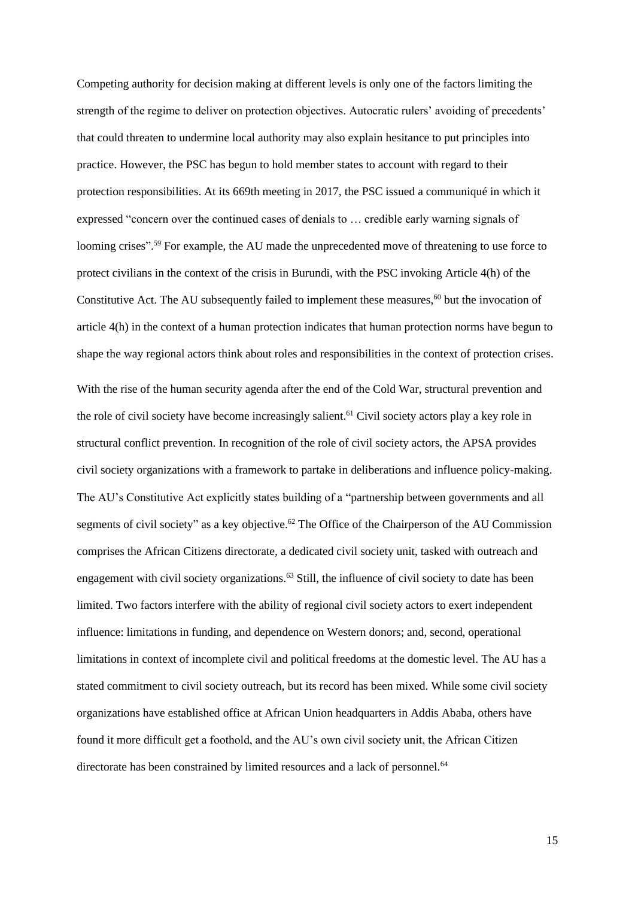Competing authority for decision making at different levels is only one of the factors limiting the strength of the regime to deliver on protection objectives. Autocratic rulers' avoiding of precedents' that could threaten to undermine local authority may also explain hesitance to put principles into practice. However, the PSC has begun to hold member states to account with regard to their protection responsibilities. At its 669th meeting in 2017, the PSC issued a communiqué in which it expressed "concern over the continued cases of denials to … credible early warning signals of looming crises".[59] For example, the AU made the unprecedented move of threatening to use force to protect civilians in the context of the crisis in Burundi, with the PSC invoking Article 4(h) of the Constitutive Act. The AU subsequently failed to implement these measures,[60] but the invocation of article 4(h) in the context of a human protection indicates that human protection norms have begun to shape the way regional actors think about roles and responsibilities in the context of protection crises.

With the rise of the human security agenda after the end of the Cold War, structural prevention and the role of civil society have become increasingly salient.[61] Civil society actors play a key role in structural conflict prevention. In recognition of the role of civil society actors, the APSA provides civil society organizations with a framework to partake in deliberations and influence policy-making. The AU's Constitutive Act explicitly states building of a "partnership between governments and all segments of civil society" as a key objective.[62] The Office of the Chairperson of the AU Commission comprises the African Citizens directorate, a dedicated civil society unit, tasked with outreach and engagement with civil society organizations.[63] Still, the influence of civil society to date has been limited. Two factors interfere with the ability of regional civil society actors to exert independent influence: limitations in funding, and dependence on Western donors; and, second, operational limitations in context of incomplete civil and political freedoms at the domestic level. The AU has a stated commitment to civil society outreach, but its record has been mixed. While some civil society organizations have established office at African Union headquarters in Addis Ababa, others have found it more difficult get a foothold, and the AU's own civil society unit, the African Citizen directorate has been constrained by limited resources and a lack of personnel.[64]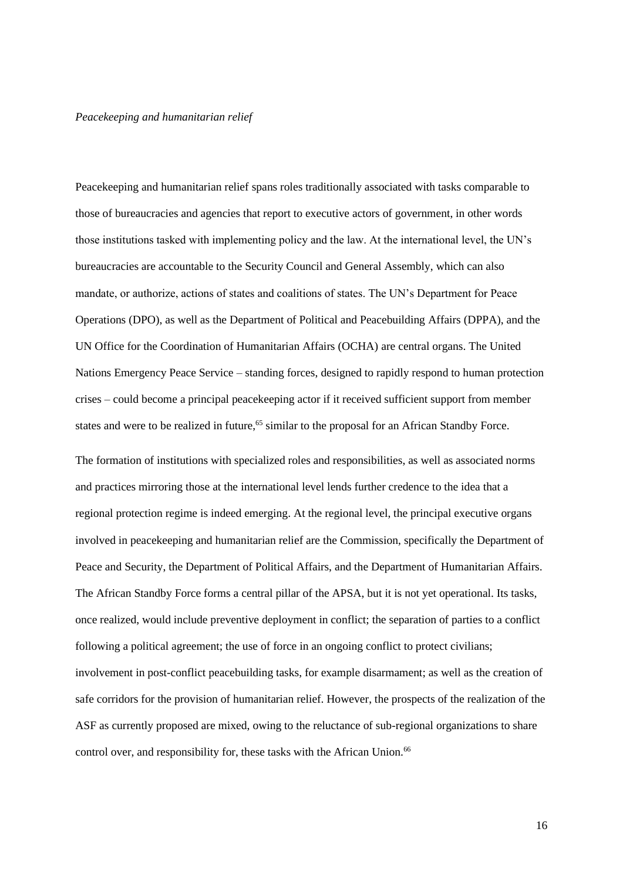*Peacekeeping and humanitarian relief*

Peacekeeping and humanitarian relief spans roles traditionally associated with tasks comparable to those of bureaucracies and agencies that report to executive actors of government, in other words those institutions tasked with implementing policy and the law. At the international level, the UN's bureaucracies are accountable to the Security Council and General Assembly, which can also mandate, or authorize, actions of states and coalitions of states. The UN's Department for Peace Operations (DPO), as well as the Department of Political and Peacebuilding Affairs (DPPA), and the UN Office for the Coordination of Humanitarian Affairs (OCHA) are central organs. The United Nations Emergency Peace Service – standing forces, designed to rapidly respond to human protection crises – could become a principal peacekeeping actor if it received sufficient support from member states and were to be realized in future,[65] similar to the proposal for an African Standby Force.

The formation of institutions with specialized roles and responsibilities, as well as associated norms and practices mirroring those at the international level lends further credence to the idea that a regional protection regime is indeed emerging. At the regional level, the principal executive organs involved in peacekeeping and humanitarian relief are the Commission, specifically the Department of Peace and Security, the Department of Political Affairs, and the Department of Humanitarian Affairs. The African Standby Force forms a central pillar of the APSA, but it is not yet operational. Its tasks, once realized, would include preventive deployment in conflict; the separation of parties to a conflict following a political agreement; the use of force in an ongoing conflict to protect civilians; involvement in post-conflict peacebuilding tasks, for example disarmament; as well as the creation of safe corridors for the provision of humanitarian relief. However, the prospects of the realization of the ASF as currently proposed are mixed, owing to the reluctance of sub-regional organizations to share control over, and responsibility for, these tasks with the African Union.[66]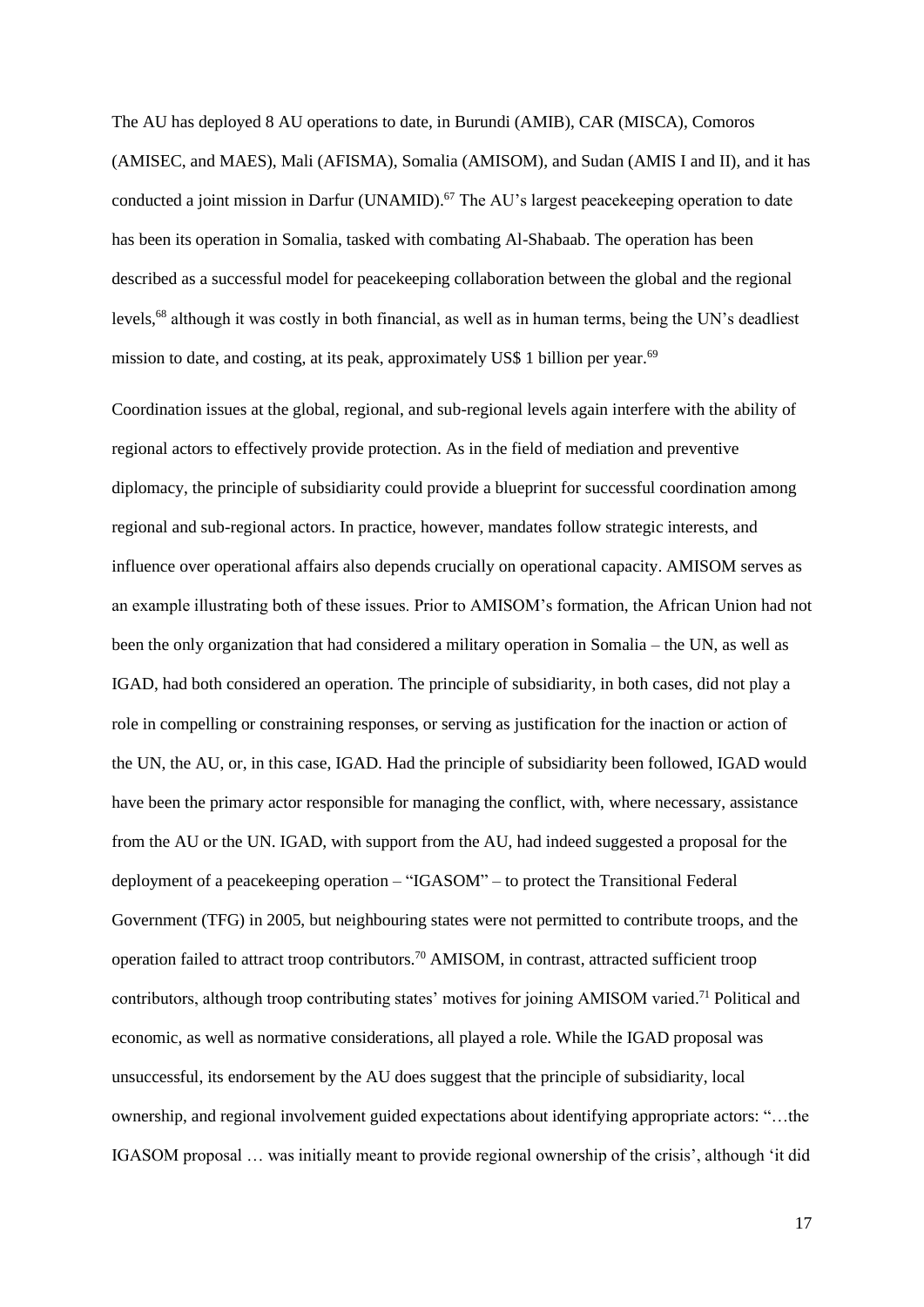The AU has deployed 8 AU operations to date, in Burundi (AMIB), CAR (MISCA), Comoros (AMISEC, and MAES), Mali (AFISMA), Somalia (AMISOM), and Sudan (AMIS I and II), and it has conducted a joint mission in Darfur (UNAMID).[67] The AU's largest peacekeeping operation to date has been its operation in Somalia, tasked with combating Al-Shabaab. The operation has been described as a successful model for peacekeeping collaboration between the global and the regional levels,[68] although it was costly in both financial, as well as in human terms, being the UN's deadliest mission to date, and costing, at its peak, approximately US$ 1 billion per year.[69]

Coordination issues at the global, regional, and sub-regional levels again interfere with the ability of regional actors to effectively provide protection. As in the field of mediation and preventive diplomacy, the principle of subsidiarity could provide a blueprint for successful coordination among regional and sub-regional actors. In practice, however, mandates follow strategic interests, and influence over operational affairs also depends crucially on operational capacity. AMISOM serves as an example illustrating both of these issues. Prior to AMISOM's formation, the African Union had not been the only organization that had considered a military operation in Somalia – the UN, as well as IGAD, had both considered an operation. The principle of subsidiarity, in both cases, did not play a role in compelling or constraining responses, or serving as justification for the inaction or action of the UN, the AU, or, in this case, IGAD. Had the principle of subsidiarity been followed, IGAD would have been the primary actor responsible for managing the conflict, with, where necessary, assistance from the AU or the UN. IGAD, with support from the AU, had indeed suggested a proposal for the deployment of a peacekeeping operation – "IGASOM" – to protect the Transitional Federal Government (TFG) in 2005, but neighbouring states were not permitted to contribute troops, and the operation failed to attract troop contributors.[70] AMISOM, in contrast, attracted sufficient troop contributors, although troop contributing states' motives for joining AMISOM varied.[71] Political and economic, as well as normative considerations, all played a role. While the IGAD proposal was unsuccessful, its endorsement by the AU does suggest that the principle of subsidiarity, local ownership, and regional involvement guided expectations about identifying appropriate actors: "…the IGASOM proposal … was initially meant to provide regional ownership of the crisis', although 'it did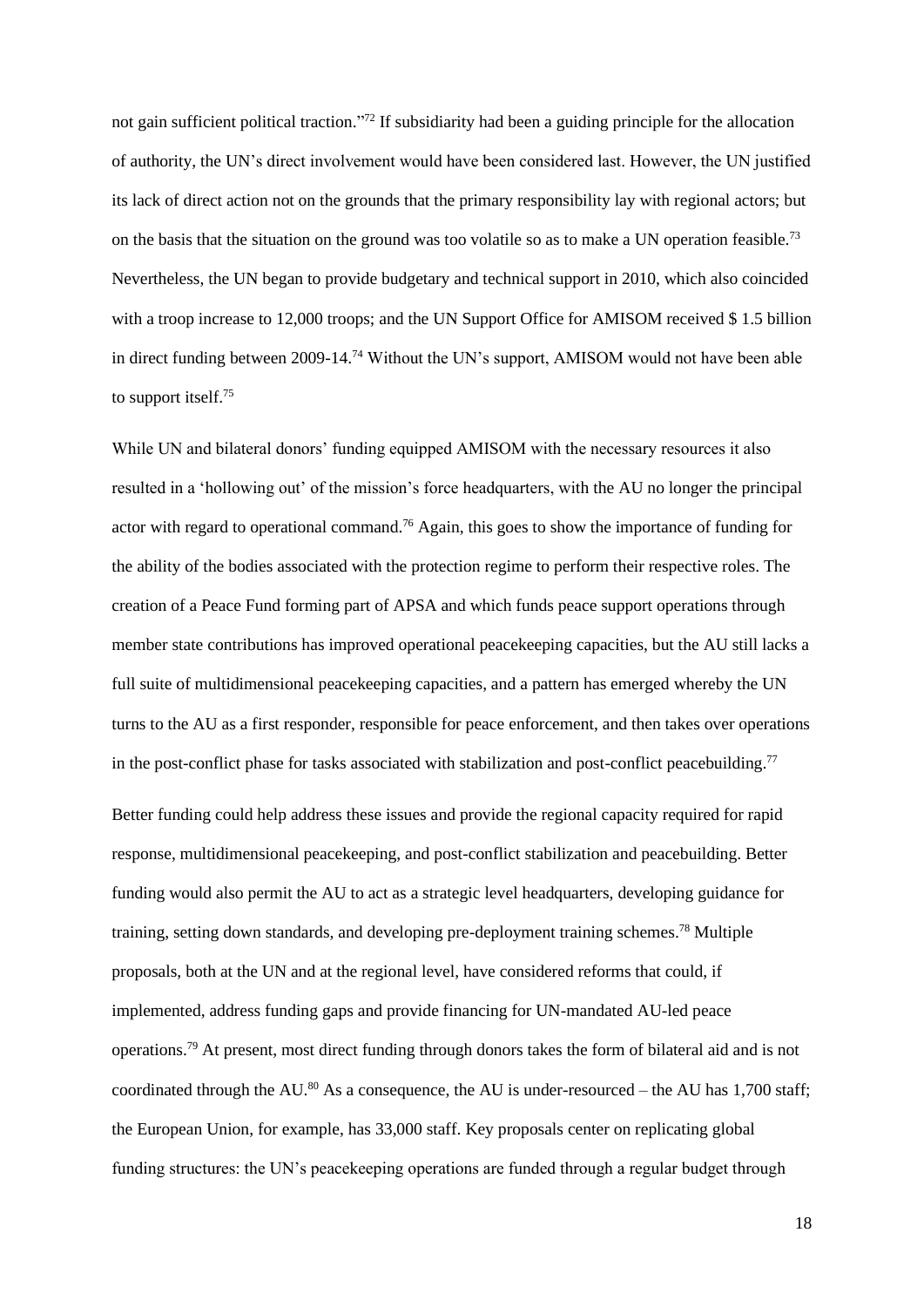not gain sufficient political traction."[72] If subsidiarity had been a guiding principle for the allocation of authority, the UN's direct involvement would have been considered last. However, the UN justified its lack of direct action not on the grounds that the primary responsibility lay with regional actors; but on the basis that the situation on the ground was too volatile so as to make a UN operation feasible.[73] Nevertheless, the UN began to provide budgetary and technical support in 2010, which also coincided with a troop increase to 12,000 troops; and the UN Support Office for AMISOM received $ 1.5 billion in direct funding between 2009-14.[74] Without the UN's support, AMISOM would not have been able to support itself.[75]

While UN and bilateral donors' funding equipped AMISOM with the necessary resources it also resulted in a 'hollowing out' of the mission's force headquarters, with the AU no longer the principal actor with regard to operational command.[76] Again, this goes to show the importance of funding for the ability of the bodies associated with the protection regime to perform their respective roles. The creation of a Peace Fund forming part of APSA and which funds peace support operations through member state contributions has improved operational peacekeeping capacities, but the AU still lacks a full suite of multidimensional peacekeeping capacities, and a pattern has emerged whereby the UN turns to the AU as a first responder, responsible for peace enforcement, and then takes over operations in the post-conflict phase for tasks associated with stabilization and post-conflict peacebuilding.[77]

Better funding could help address these issues and provide the regional capacity required for rapid response, multidimensional peacekeeping, and post-conflict stabilization and peacebuilding. Better funding would also permit the AU to act as a strategic level headquarters, developing guidance for training, setting down standards, and developing pre-deployment training schemes.[78] Multiple proposals, both at the UN and at the regional level, have considered reforms that could, if implemented, address funding gaps and provide financing for UN-mandated AU-led peace operations.[79] At present, most direct funding through donors takes the form of bilateral aid and is not coordinated through the AU.[80] As a consequence, the AU is under-resourced – the AU has 1,700 staff; the European Union, for example, has 33,000 staff. Key proposals center on replicating global funding structures: the UN's peacekeeping operations are funded through a regular budget through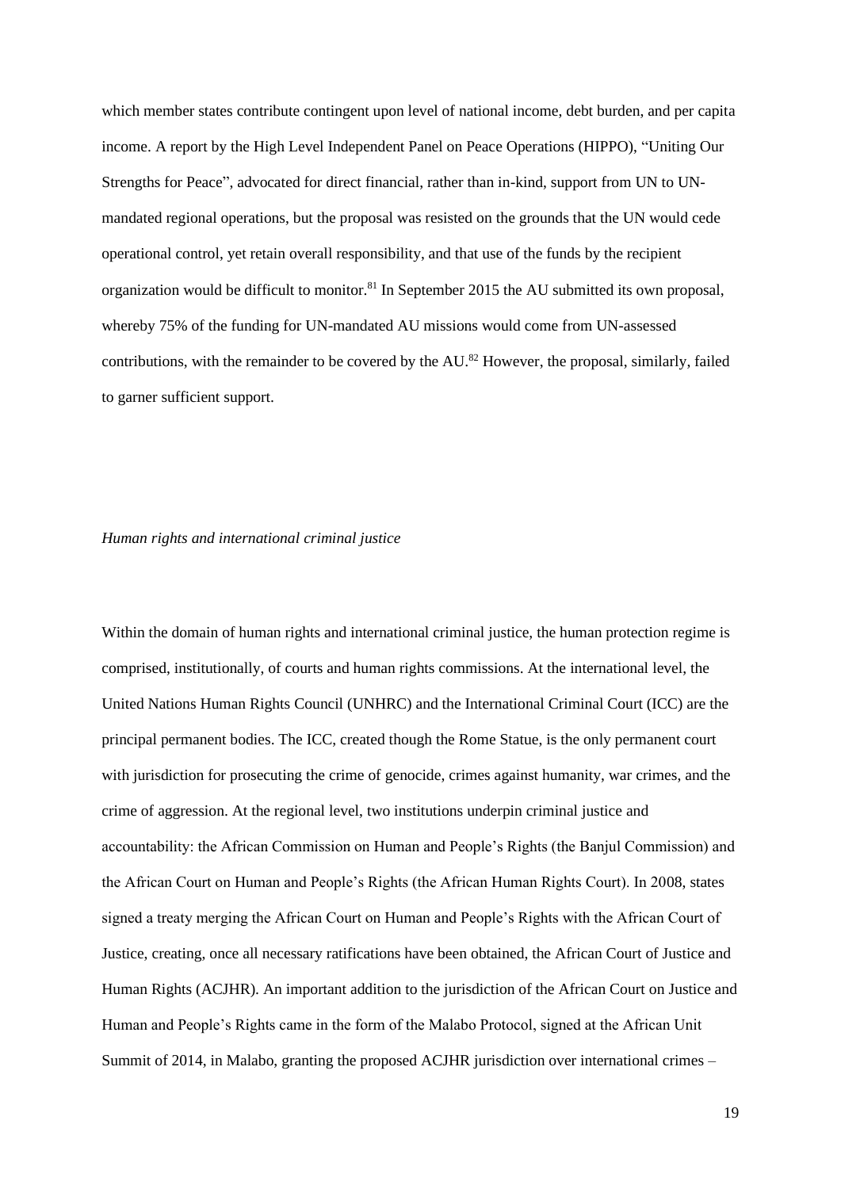which member states contribute contingent upon level of national income, debt burden, and per capita income. A report by the High Level Independent Panel on Peace Operations (HIPPO), "Uniting Our Strengths for Peace", advocated for direct financial, rather than in-kind, support from UN to UN-mandated regional operations, but the proposal was resisted on the grounds that the UN would cede operational control, yet retain overall responsibility, and that use of the funds by the recipient organization would be difficult to monitor.[81] In September 2015 the AU submitted its own proposal, whereby 75% of the funding for UN-mandated AU missions would come from UN-assessed contributions, with the remainder to be covered by the AU.[82] However, the proposal, similarly, failed to garner sufficient support.

*Human rights and international criminal justice*

Within the domain of human rights and international criminal justice, the human protection regime is comprised, institutionally, of courts and human rights commissions. At the international level, the United Nations Human Rights Council (UNHRC) and the International Criminal Court (ICC) are the principal permanent bodies. The ICC, created though the Rome Statue, is the only permanent court with jurisdiction for prosecuting the crime of genocide, crimes against humanity, war crimes, and the crime of aggression. At the regional level, two institutions underpin criminal justice and accountability: the African Commission on Human and People's Rights (the Banjul Commission) and the African Court on Human and People's Rights (the African Human Rights Court). In 2008, states signed a treaty merging the African Court on Human and People's Rights with the African Court of Justice, creating, once all necessary ratifications have been obtained, the African Court of Justice and Human Rights (ACJHR). An important addition to the jurisdiction of the African Court on Justice and Human and People's Rights came in the form of the Malabo Protocol, signed at the African Unit Summit of 2014, in Malabo, granting the proposed ACJHR jurisdiction over international crimes –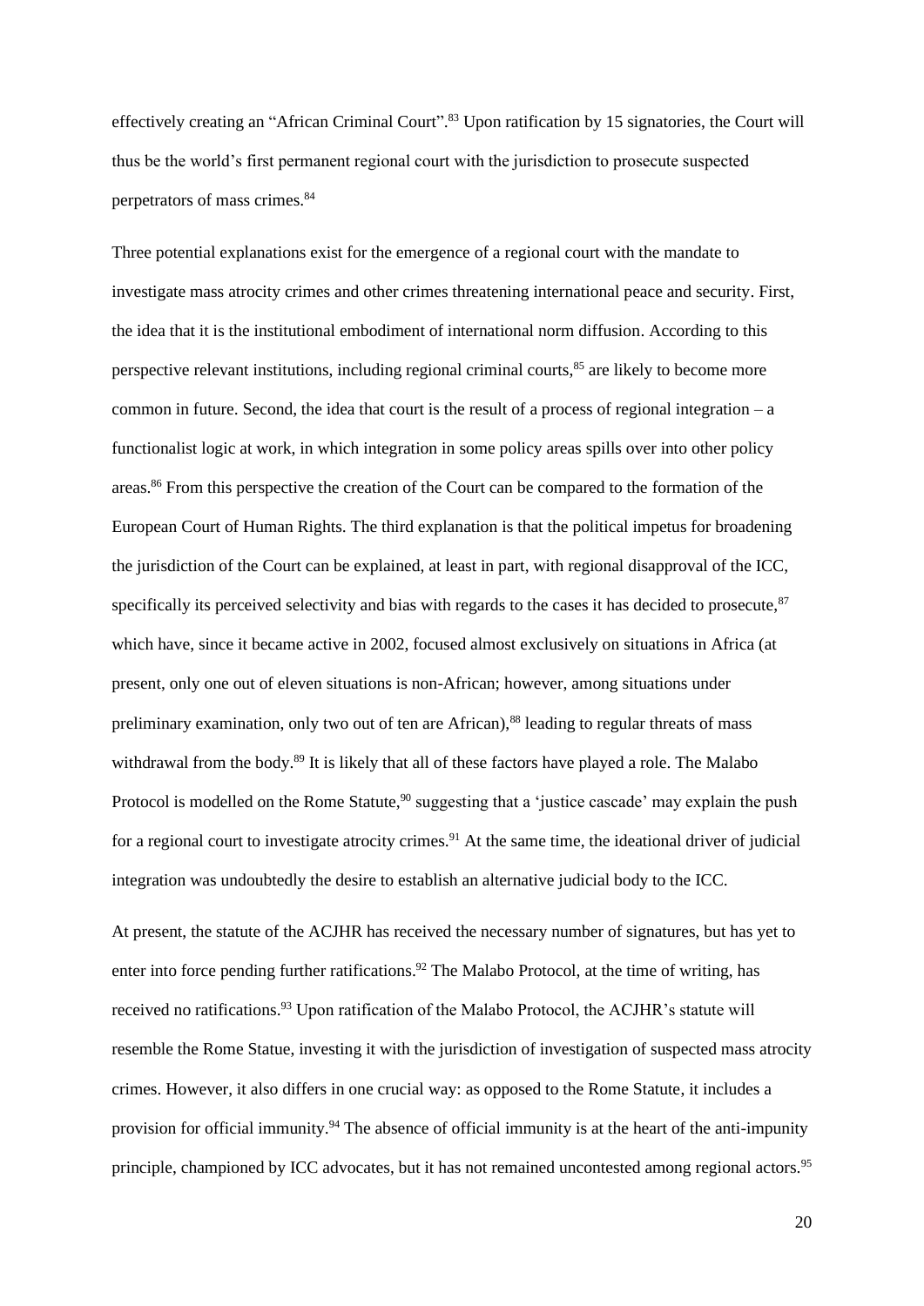effectively creating an "African Criminal Court".[83] Upon ratification by 15 signatories, the Court will thus be the world's first permanent regional court with the jurisdiction to prosecute suspected perpetrators of mass crimes.[84]

Three potential explanations exist for the emergence of a regional court with the mandate to investigate mass atrocity crimes and other crimes threatening international peace and security. First, the idea that it is the institutional embodiment of international norm diffusion. According to this perspective relevant institutions, including regional criminal courts,[85] are likely to become more common in future. Second, the idea that court is the result of a process of regional integration – a functionalist logic at work, in which integration in some policy areas spills over into other policy areas.[86] From this perspective the creation of the Court can be compared to the formation of the European Court of Human Rights. The third explanation is that the political impetus for broadening the jurisdiction of the Court can be explained, at least in part, with regional disapproval of the ICC, specifically its perceived selectivity and bias with regards to the cases it has decided to prosecute,[87] which have, since it became active in 2002, focused almost exclusively on situations in Africa (at present, only one out of eleven situations is non-African; however, among situations under preliminary examination, only two out of ten are African),[88] leading to regular threats of mass withdrawal from the body.[89] It is likely that all of these factors have played a role. The Malabo Protocol is modelled on the Rome Statute,[90] suggesting that a 'justice cascade' may explain the push for a regional court to investigate atrocity crimes.[91] At the same time, the ideational driver of judicial integration was undoubtedly the desire to establish an alternative judicial body to the ICC.

At present, the statute of the ACJHR has received the necessary number of signatures, but has yet to enter into force pending further ratifications.[92] The Malabo Protocol, at the time of writing, has received no ratifications.[93] Upon ratification of the Malabo Protocol, the ACJHR's statute will resemble the Rome Statue, investing it with the jurisdiction of investigation of suspected mass atrocity crimes. However, it also differs in one crucial way: as opposed to the Rome Statute, it includes a provision for official immunity.[94] The absence of official immunity is at the heart of the anti-impunity principle, championed by ICC advocates, but it has not remained uncontested among regional actors.[95]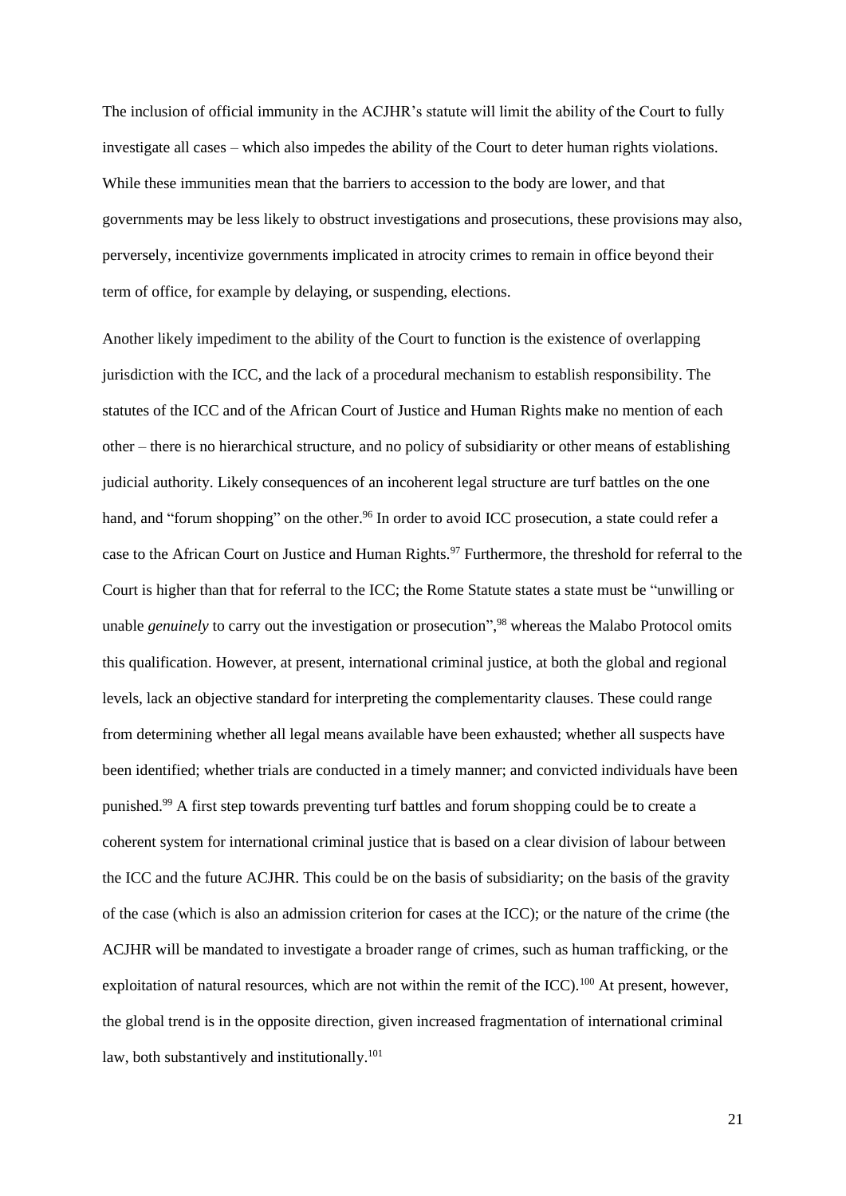The inclusion of official immunity in the ACJHR's statute will limit the ability of the Court to fully investigate all cases – which also impedes the ability of the Court to deter human rights violations. While these immunities mean that the barriers to accession to the body are lower, and that governments may be less likely to obstruct investigations and prosecutions, these provisions may also, perversely, incentivize governments implicated in atrocity crimes to remain in office beyond their term of office, for example by delaying, or suspending, elections.

Another likely impediment to the ability of the Court to function is the existence of overlapping jurisdiction with the ICC, and the lack of a procedural mechanism to establish responsibility. The statutes of the ICC and of the African Court of Justice and Human Rights make no mention of each other – there is no hierarchical structure, and no policy of subsidiarity or other means of establishing judicial authority. Likely consequences of an incoherent legal structure are turf battles on the one hand, and "forum shopping" on the other.[96] In order to avoid ICC prosecution, a state could refer a case to the African Court on Justice and Human Rights.[97] Furthermore, the threshold for referral to the Court is higher than that for referral to the ICC; the Rome Statute states a state must be "unwilling or unable *genuinely* to carry out the investigation or prosecution",[98] whereas the Malabo Protocol omits this qualification. However, at present, international criminal justice, at both the global and regional levels, lack an objective standard for interpreting the complementarity clauses. These could range from determining whether all legal means available have been exhausted; whether all suspects have been identified; whether trials are conducted in a timely manner; and convicted individuals have been punished.[99] A first step towards preventing turf battles and forum shopping could be to create a coherent system for international criminal justice that is based on a clear division of labour between the ICC and the future ACJHR. This could be on the basis of subsidiarity; on the basis of the gravity of the case (which is also an admission criterion for cases at the ICC); or the nature of the crime (the ACJHR will be mandated to investigate a broader range of crimes, such as human trafficking, or the exploitation of natural resources, which are not within the remit of the ICC).[100] At present, however, the global trend is in the opposite direction, given increased fragmentation of international criminal law, both substantively and institutionally.[101]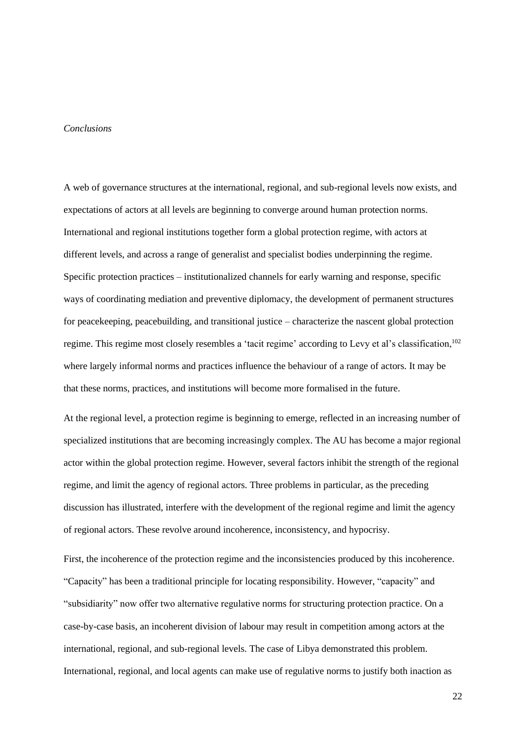*Conclusions*

A web of governance structures at the international, regional, and sub-regional levels now exists, and expectations of actors at all levels are beginning to converge around human protection norms. International and regional institutions together form a global protection regime, with actors at different levels, and across a range of generalist and specialist bodies underpinning the regime. Specific protection practices – institutionalized channels for early warning and response, specific ways of coordinating mediation and preventive diplomacy, the development of permanent structures for peacekeeping, peacebuilding, and transitional justice – characterize the nascent global protection regime. This regime most closely resembles a 'tacit regime' according to Levy et al's classification,[102] where largely informal norms and practices influence the behaviour of a range of actors. It may be that these norms, practices, and institutions will become more formalised in the future.

At the regional level, a protection regime is beginning to emerge, reflected in an increasing number of specialized institutions that are becoming increasingly complex. The AU has become a major regional actor within the global protection regime. However, several factors inhibit the strength of the regional regime, and limit the agency of regional actors. Three problems in particular, as the preceding discussion has illustrated, interfere with the development of the regional regime and limit the agency of regional actors. These revolve around incoherence, inconsistency, and hypocrisy.

First, the incoherence of the protection regime and the inconsistencies produced by this incoherence. "Capacity" has been a traditional principle for locating responsibility. However, "capacity" and "subsidiarity" now offer two alternative regulative norms for structuring protection practice. On a case-by-case basis, an incoherent division of labour may result in competition among actors at the international, regional, and sub-regional levels. The case of Libya demonstrated this problem. International, regional, and local agents can make use of regulative norms to justify both inaction as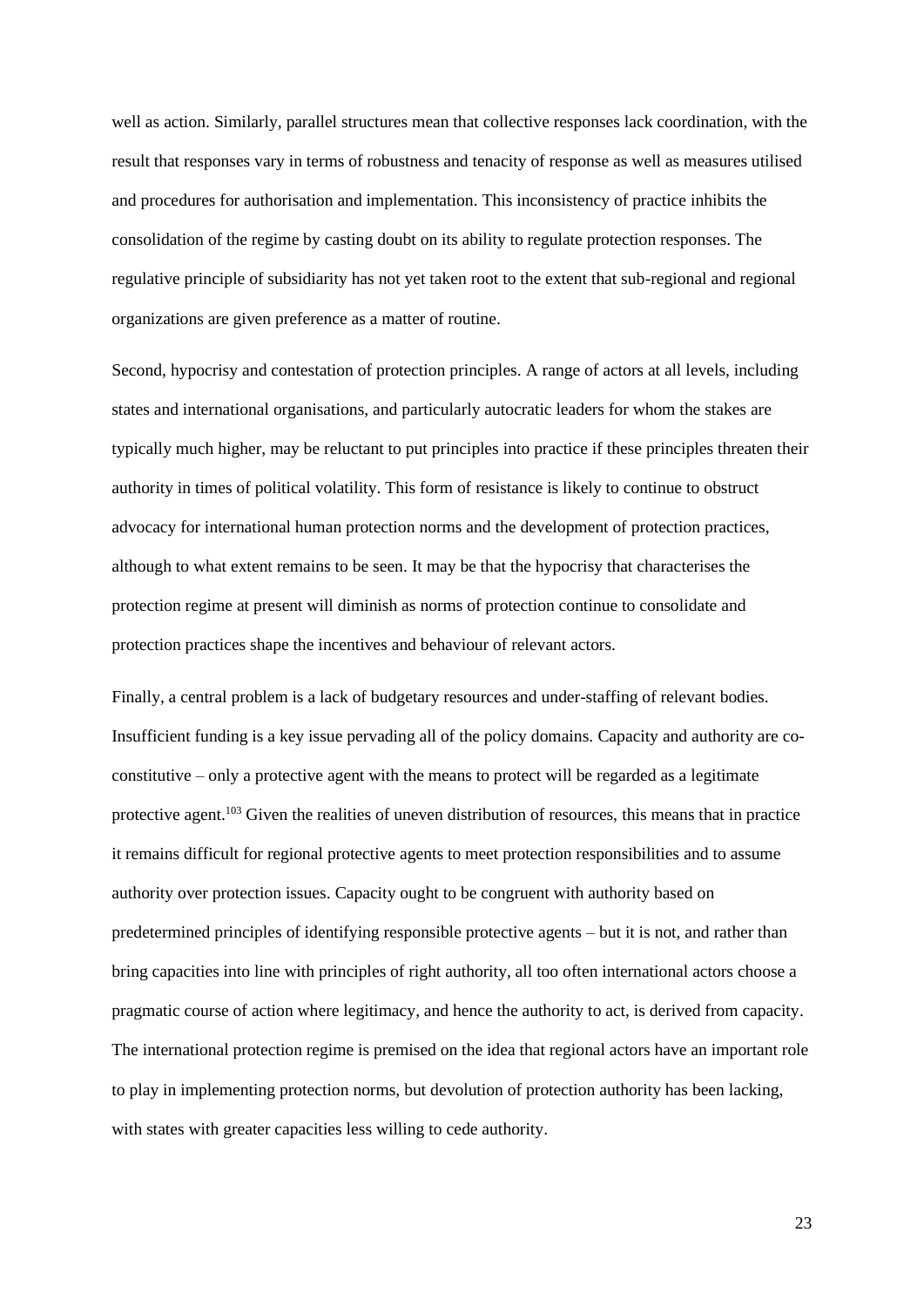well as action. Similarly, parallel structures mean that collective responses lack coordination, with the result that responses vary in terms of robustness and tenacity of response as well as measures utilised and procedures for authorisation and implementation. This inconsistency of practice inhibits the consolidation of the regime by casting doubt on its ability to regulate protection responses. The regulative principle of subsidiarity has not yet taken root to the extent that sub-regional and regional organizations are given preference as a matter of routine.

Second, hypocrisy and contestation of protection principles. A range of actors at all levels, including states and international organisations, and particularly autocratic leaders for whom the stakes are typically much higher, may be reluctant to put principles into practice if these principles threaten their authority in times of political volatility. This form of resistance is likely to continue to obstruct advocacy for international human protection norms and the development of protection practices, although to what extent remains to be seen. It may be that the hypocrisy that characterises the protection regime at present will diminish as norms of protection continue to consolidate and protection practices shape the incentives and behaviour of relevant actors.

Finally, a central problem is a lack of budgetary resources and under-staffing of relevant bodies. Insufficient funding is a key issue pervading all of the policy domains. Capacity and authority are co-constitutive – only a protective agent with the means to protect will be regarded as a legitimate protective agent.[103] Given the realities of uneven distribution of resources, this means that in practice it remains difficult for regional protective agents to meet protection responsibilities and to assume authority over protection issues. Capacity ought to be congruent with authority based on predetermined principles of identifying responsible protective agents – but it is not, and rather than bring capacities into line with principles of right authority, all too often international actors choose a pragmatic course of action where legitimacy, and hence the authority to act, is derived from capacity. The international protection regime is premised on the idea that regional actors have an important role to play in implementing protection norms, but devolution of protection authority has been lacking, with states with greater capacities less willing to cede authority.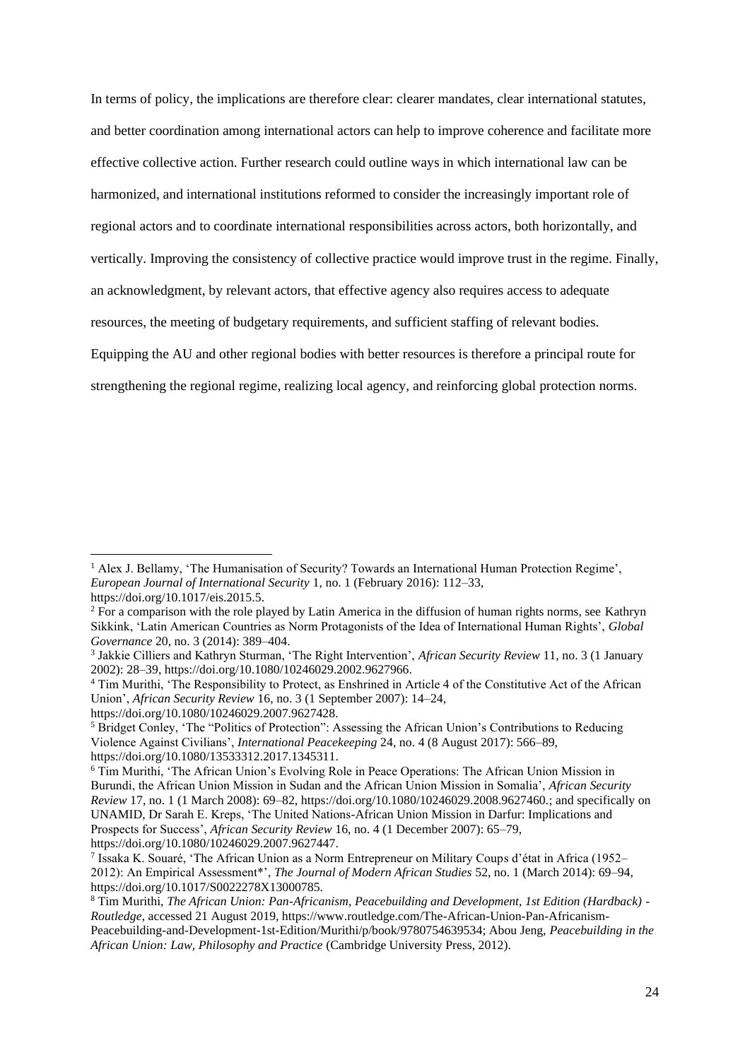In terms of policy, the implications are therefore clear: clearer mandates, clear international statutes, and better coordination among international actors can help to improve coherence and facilitate more effective collective action. Further research could outline ways in which international law can be harmonized, and international institutions reformed to consider the increasingly important role of regional actors and to coordinate international responsibilities across actors, both horizontally, and vertically. Improving the consistency of collective practice would improve trust in the regime. Finally, an acknowledgment, by relevant actors, that effective agency also requires access to adequate resources, the meeting of budgetary requirements, and sufficient staffing of relevant bodies. Equipping the AU and other regional bodies with better resources is therefore a principal route for strengthening the regional regime, realizing local agency, and reinforcing global protection norms.

---

[1] Alex J. Bellamy, 'The Humanisation of Security? Towards an International Human Protection Regime', *European Journal of International Security* 1, no. 1 (February 2016): 112–33, https://doi.org/10.1017/eis.2015.5.

[2] For a comparison with the role played by Latin America in the diffusion of human rights norms, see Kathryn Sikkink, 'Latin American Countries as Norm Protagonists of the Idea of International Human Rights', *Global Governance* 20, no. 3 (2014): 389–404.

[3] Jakkie Cilliers and Kathryn Sturman, 'The Right Intervention', *African Security Review* 11, no. 3 (1 January 2002): 28–39, https://doi.org/10.1080/10246029.2002.9627966.

[4] Tim Murithi, 'The Responsibility to Protect, as Enshrined in Article 4 of the Constitutive Act of the African Union', *African Security Review* 16, no. 3 (1 September 2007): 14–24, https://doi.org/10.1080/10246029.2007.9627428.

[5] Bridget Conley, 'The "Politics of Protection": Assessing the African Union's Contributions to Reducing Violence Against Civilians', *International Peacekeeping* 24, no. 4 (8 August 2017): 566–89, https://doi.org/10.1080/13533312.2017.1345311.

[6] Tim Murithi, 'The African Union's Evolving Role in Peace Operations: The African Union Mission in Burundi, the African Union Mission in Sudan and the African Union Mission in Somalia', *African Security Review* 17, no. 1 (1 March 2008): 69–82, https://doi.org/10.1080/10246029.2008.9627460.; and specifically on UNAMID, Dr Sarah E. Kreps, 'The United Nations-African Union Mission in Darfur: Implications and Prospects for Success', *African Security Review* 16, no. 4 (1 December 2007): 65–79, https://doi.org/10.1080/10246029.2007.9627447.

[7] Issaka K. Souaré, 'The African Union as a Norm Entrepreneur on Military Coups d'état in Africa (1952–2012): An Empirical Assessment*', *The Journal of Modern African Studies* 52, no. 1 (March 2014): 69–94, https://doi.org/10.1017/S0022278X13000785.

[8] Tim Murithi, *The African Union: Pan-Africanism, Peacebuilding and Development, 1st Edition (Hardback) - Routledge*, accessed 21 August 2019, https://www.routledge.com/The-African-Union-Pan-Africanism-Peacebuilding-and-Development-1st-Edition/Murithi/p/book/9780754639534; Abou Jeng, *Peacebuilding in the African Union: Law, Philosophy and Practice* (Cambridge University Press, 2012).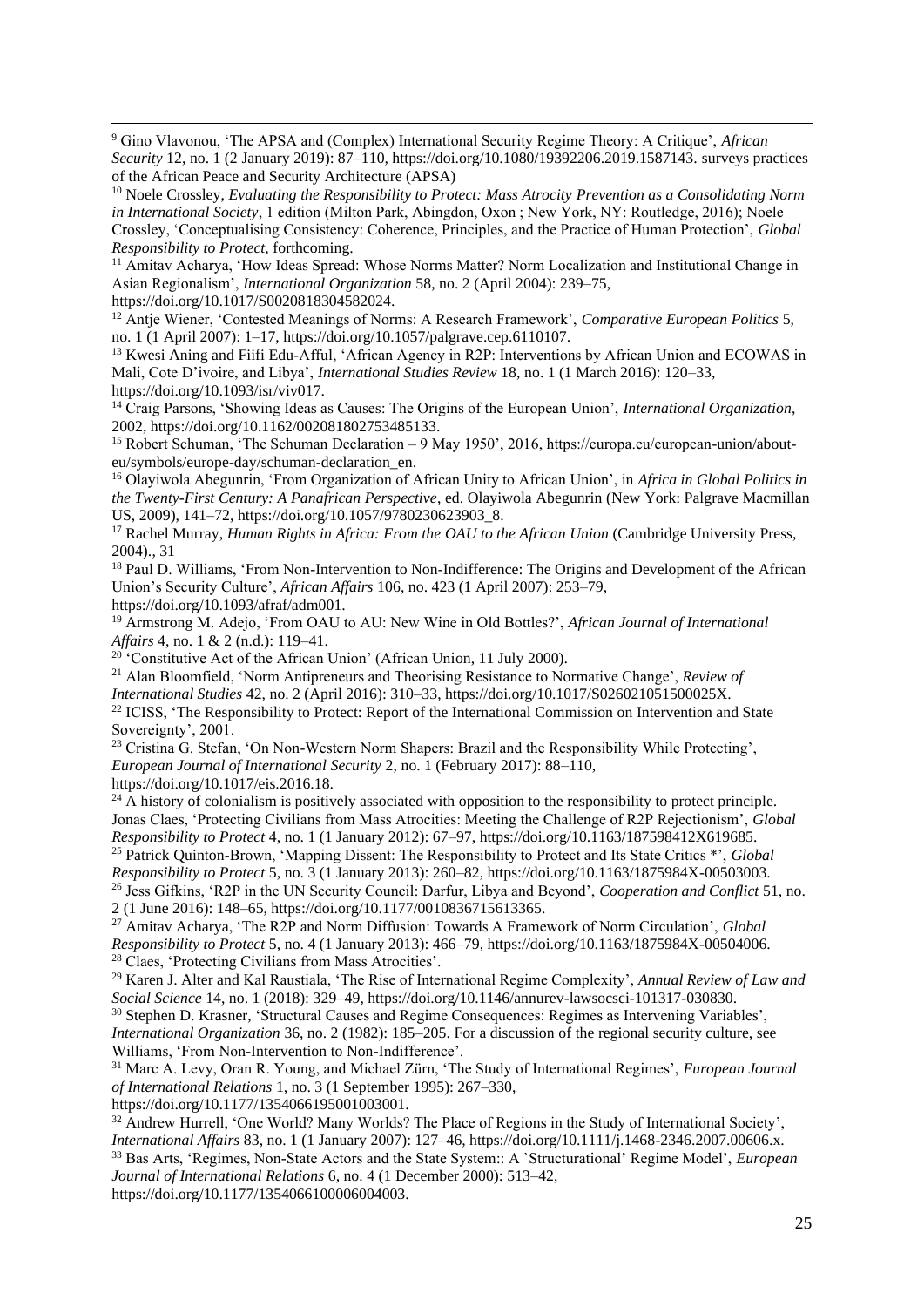[9] Gino Vlavonou, 'The APSA and (Complex) International Security Regime Theory: A Critique', *African Security* 12, no. 1 (2 January 2019): 87–110, https://doi.org/10.1080/19392206.2019.1587143. surveys practices of the African Peace and Security Architecture (APSA)

[10] Noele Crossley, *Evaluating the Responsibility to Protect: Mass Atrocity Prevention as a Consolidating Norm in International Society*, 1 edition (Milton Park, Abingdon, Oxon ; New York, NY: Routledge, 2016); Noele Crossley, 'Conceptualising Consistency: Coherence, Principles, and the Practice of Human Protection', *Global Responsibility to Protect*, forthcoming.

[11] Amitav Acharya, 'How Ideas Spread: Whose Norms Matter? Norm Localization and Institutional Change in Asian Regionalism', *International Organization* 58, no. 2 (April 2004): 239–75, https://doi.org/10.1017/S0020818304582024.

[12] Antje Wiener, 'Contested Meanings of Norms: A Research Framework', *Comparative European Politics* 5, no. 1 (1 April 2007): 1–17, https://doi.org/10.1057/palgrave.cep.6110107.

[13] Kwesi Aning and Fiifi Edu-Afful, 'African Agency in R2P: Interventions by African Union and ECOWAS in Mali, Cote D'ivoire, and Libya', *International Studies Review* 18, no. 1 (1 March 2016): 120–33, https://doi.org/10.1093/isr/viv017.

[14] Craig Parsons, 'Showing Ideas as Causes: The Origins of the European Union', *International Organization*, 2002, https://doi.org/10.1162/002081802753485133.

[15] Robert Schuman, 'The Schuman Declaration – 9 May 1950', 2016, https://europa.eu/european-union/about-eu/symbols/europe-day/schuman-declaration_en.

[16] Olayiwola Abegunrin, 'From Organization of African Unity to African Union', in *Africa in Global Politics in the Twenty-First Century: A Panafrican Perspective*, ed. Olayiwola Abegunrin (New York: Palgrave Macmillan US, 2009), 141–72, https://doi.org/10.1057/9780230623903_8.

[17] Rachel Murray, *Human Rights in Africa: From the OAU to the African Union* (Cambridge University Press, 2004)., 31

[18] Paul D. Williams, 'From Non-Intervention to Non-Indifference: The Origins and Development of the African Union's Security Culture', *African Affairs* 106, no. 423 (1 April 2007): 253–79, https://doi.org/10.1093/afraf/adm001.

[19] Armstrong M. Adejo, 'From OAU to AU: New Wine in Old Bottles?', *African Journal of International Affairs* 4, no. 1 & 2 (n.d.): 119–41.

[20] 'Constitutive Act of the African Union' (African Union, 11 July 2000).

[21] Alan Bloomfield, 'Norm Antipreneurs and Theorising Resistance to Normative Change', *Review of International Studies* 42, no. 2 (April 2016): 310–33, https://doi.org/10.1017/S026021051500025X.

[22] ICISS, 'The Responsibility to Protect: Report of the International Commission on Intervention and State Sovereignty', 2001.

[23] Cristina G. Stefan, 'On Non-Western Norm Shapers: Brazil and the Responsibility While Protecting', *European Journal of International Security* 2, no. 1 (February 2017): 88–110, https://doi.org/10.1017/eis.2016.18.

[24] A history of colonialism is positively associated with opposition to the responsibility to protect principle. Jonas Claes, 'Protecting Civilians from Mass Atrocities: Meeting the Challenge of R2P Rejectionism', *Global Responsibility to Protect* 4, no. 1 (1 January 2012): 67–97, https://doi.org/10.1163/187598412X619685.

[25] Patrick Quinton-Brown, 'Mapping Dissent: The Responsibility to Protect and Its State Critics *', *Global Responsibility to Protect* 5, no. 3 (1 January 2013): 260–82, https://doi.org/10.1163/1875984X-00503003.

[26] Jess Gifkins, 'R2P in the UN Security Council: Darfur, Libya and Beyond', *Cooperation and Conflict* 51, no. 2 (1 June 2016): 148–65, https://doi.org/10.1177/0010836715613365.

[27] Amitav Acharya, 'The R2P and Norm Diffusion: Towards A Framework of Norm Circulation', *Global Responsibility to Protect* 5, no. 4 (1 January 2013): 466–79, https://doi.org/10.1163/1875984X-00504006.

[28] Claes, 'Protecting Civilians from Mass Atrocities'.

[29] Karen J. Alter and Kal Raustiala, 'The Rise of International Regime Complexity', *Annual Review of Law and Social Science* 14, no. 1 (2018): 329–49, https://doi.org/10.1146/annurev-lawsocsci-101317-030830.

[30] Stephen D. Krasner, 'Structural Causes and Regime Consequences: Regimes as Intervening Variables', *International Organization* 36, no. 2 (1982): 185–205. For a discussion of the regional security culture, see Williams, 'From Non-Intervention to Non-Indifference'.

[31] Marc A. Levy, Oran R. Young, and Michael Zürn, 'The Study of International Regimes', *European Journal of International Relations* 1, no. 3 (1 September 1995): 267–330, https://doi.org/10.1177/1354066195001003001.

[32] Andrew Hurrell, 'One World? Many Worlds? The Place of Regions in the Study of International Society', *International Affairs* 83, no. 1 (1 January 2007): 127–46, https://doi.org/10.1111/j.1468-2346.2007.00606.x.

[33] Bas Arts, 'Regimes, Non-State Actors and the State System:: A `Structurational' Regime Model', *European Journal of International Relations* 6, no. 4 (1 December 2000): 513–42, https://doi.org/10.1177/1354066100006004003.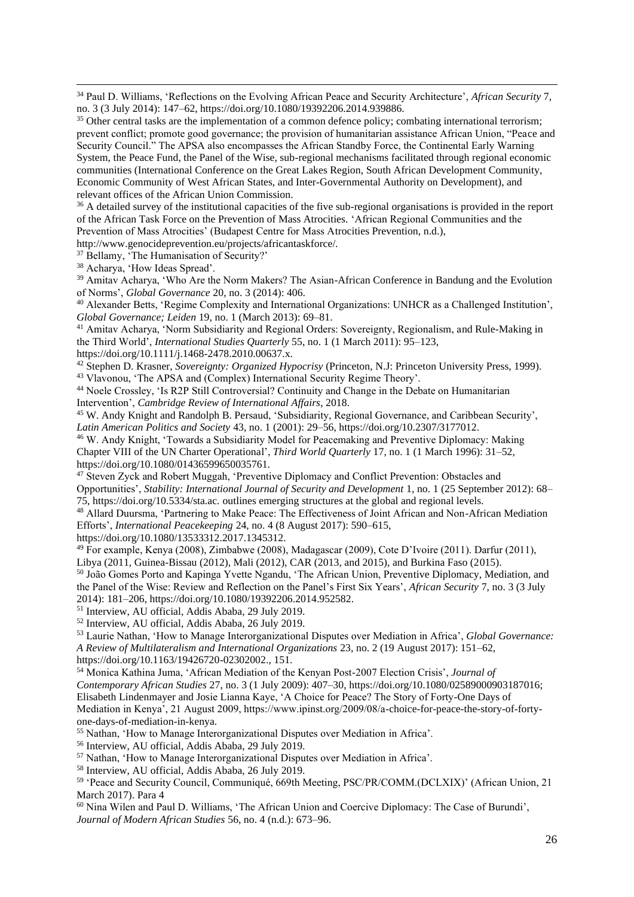[34] Paul D. Williams, 'Reflections on the Evolving African Peace and Security Architecture', *African Security* 7, no. 3 (3 July 2014): 147–62, https://doi.org/10.1080/19392206.2014.939886.

[35] Other central tasks are the implementation of a common defence policy; combating international terrorism; prevent conflict; promote good governance; the provision of humanitarian assistance African Union, "Peace and Security Council." The APSA also encompasses the African Standby Force, the Continental Early Warning System, the Peace Fund, the Panel of the Wise, sub-regional mechanisms facilitated through regional economic communities (International Conference on the Great Lakes Region, South African Development Community, Economic Community of West African States, and Inter-Governmental Authority on Development), and relevant offices of the African Union Commission.

[36] A detailed survey of the institutional capacities of the five sub-regional organisations is provided in the report of the African Task Force on the Prevention of Mass Atrocities. 'African Regional Communities and the Prevention of Mass Atrocities' (Budapest Centre for Mass Atrocities Prevention, n.d.), http://www.genocideprevention.eu/projects/africantaskforce/.

[37] Bellamy, 'The Humanisation of Security?'

[38] Acharya, 'How Ideas Spread'.

[39] Amitav Acharya, 'Who Are the Norm Makers? The Asian-African Conference in Bandung and the Evolution of Norms', *Global Governance* 20, no. 3 (2014): 406.

[40] Alexander Betts, 'Regime Complexity and International Organizations: UNHCR as a Challenged Institution', *Global Governance; Leiden* 19, no. 1 (March 2013): 69–81.

[41] Amitav Acharya, 'Norm Subsidiarity and Regional Orders: Sovereignty, Regionalism, and Rule-Making in the Third World', *International Studies Quarterly* 55, no. 1 (1 March 2011): 95–123, https://doi.org/10.1111/j.1468-2478.2010.00637.x.

[42] Stephen D. Krasner, *Sovereignty: Organized Hypocrisy* (Princeton, N.J: Princeton University Press, 1999).

[43] Vlavonou, 'The APSA and (Complex) International Security Regime Theory'.

[44] Noele Crossley, 'Is R2P Still Controversial? Continuity and Change in the Debate on Humanitarian Intervention', *Cambridge Review of International Affairs*, 2018.

[45] W. Andy Knight and Randolph B. Persaud, 'Subsidiarity, Regional Governance, and Caribbean Security', *Latin American Politics and Society* 43, no. 1 (2001): 29–56, https://doi.org/10.2307/3177012.

[46] W. Andy Knight, 'Towards a Subsidiarity Model for Peacemaking and Preventive Diplomacy: Making Chapter VIII of the UN Charter Operational', *Third World Quarterly* 17, no. 1 (1 March 1996): 31–52, https://doi.org/10.1080/01436599650035761.

[47] Steven Zyck and Robert Muggah, 'Preventive Diplomacy and Conflict Prevention: Obstacles and Opportunities', *Stability: International Journal of Security and Development* 1, no. 1 (25 September 2012): 68–75, https://doi.org/10.5334/sta.ac. outlines emerging structures at the global and regional levels.

[48] Allard Duursma, 'Partnering to Make Peace: The Effectiveness of Joint African and Non-African Mediation Efforts', *International Peacekeeping* 24, no. 4 (8 August 2017): 590–615, https://doi.org/10.1080/13533312.2017.1345312.

[49] For example, Kenya (2008), Zimbabwe (2008), Madagascar (2009), Cote D'Ivoire (2011). Darfur (2011), Libya (2011, Guinea-Bissau (2012), Mali (2012), CAR (2013, and 2015), and Burkina Faso (2015).

[50] João Gomes Porto and Kapinga Yvette Ngandu, 'The African Union, Preventive Diplomacy, Mediation, and the Panel of the Wise: Review and Reflection on the Panel's First Six Years', *African Security* 7, no. 3 (3 July 2014): 181–206, https://doi.org/10.1080/19392206.2014.952582.

[51] Interview, AU official, Addis Ababa, 29 July 2019.

[52] Interview, AU official, Addis Ababa, 26 July 2019.

[53] Laurie Nathan, 'How to Manage Interorganizational Disputes over Mediation in Africa', *Global Governance: A Review of Multilateralism and International Organizations* 23, no. 2 (19 August 2017): 151–62, https://doi.org/10.1163/19426720-02302002., 151.

[54] Monica Kathina Juma, 'African Mediation of the Kenyan Post-2007 Election Crisis', *Journal of Contemporary African Studies* 27, no. 3 (1 July 2009): 407–30, https://doi.org/10.1080/02589000903187016; Elisabeth Lindenmayer and Josie Lianna Kaye, 'A Choice for Peace? The Story of Forty-One Days of Mediation in Kenya', 21 August 2009, https://www.ipinst.org/2009/08/a-choice-for-peace-the-story-of-forty-one-days-of-mediation-in-kenya.

[55] Nathan, 'How to Manage Interorganizational Disputes over Mediation in Africa'.

[56] Interview, AU official, Addis Ababa, 29 July 2019.

[57] Nathan, 'How to Manage Interorganizational Disputes over Mediation in Africa'.

[58] Interview, AU official, Addis Ababa, 26 July 2019.

[59] 'Peace and Security Council, Communiqué, 669th Meeting, PSC/PR/COMM.(DCLXIX)' (African Union, 21 March 2017). Para 4

[60] Nina Wilen and Paul D. Williams, 'The African Union and Coercive Diplomacy: The Case of Burundi', *Journal of Modern African Studies* 56, no. 4 (n.d.): 673–96.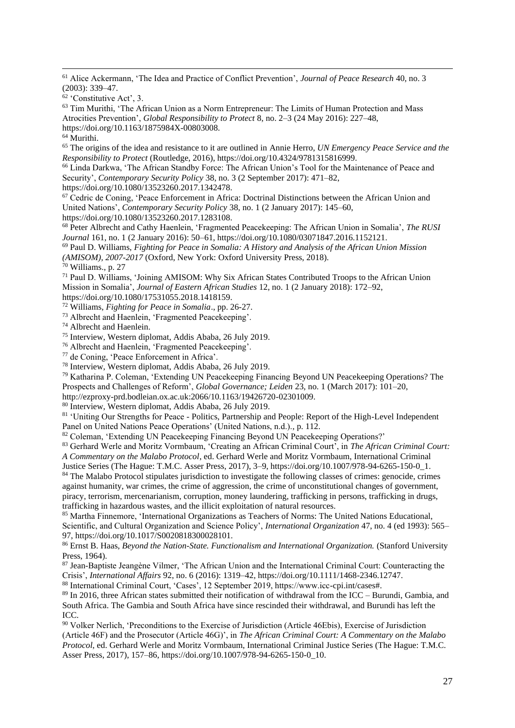[61] Alice Ackermann, 'The Idea and Practice of Conflict Prevention', *Journal of Peace Research* 40, no. 3 (2003): 339–47.

[62] 'Constitutive Act', 3.

[63] Tim Murithi, 'The African Union as a Norm Entrepreneur: The Limits of Human Protection and Mass Atrocities Prevention', *Global Responsibility to Protect* 8, no. 2–3 (24 May 2016): 227–48, https://doi.org/10.1163/1875984X-00803008.

[64] Murithi.

[65] The origins of the idea and resistance to it are outlined in Annie Herro, *UN Emergency Peace Service and the Responsibility to Protect* (Routledge, 2016), https://doi.org/10.4324/9781315816999.

[66] Linda Darkwa, 'The African Standby Force: The African Union's Tool for the Maintenance of Peace and Security', *Contemporary Security Policy* 38, no. 3 (2 September 2017): 471–82, https://doi.org/10.1080/13523260.2017.1342478.

[67] Cedric de Coning, 'Peace Enforcement in Africa: Doctrinal Distinctions between the African Union and United Nations', *Contemporary Security Policy* 38, no. 1 (2 January 2017): 145–60, https://doi.org/10.1080/13523260.2017.1283108.

[68] Peter Albrecht and Cathy Haenlein, 'Fragmented Peacekeeping: The African Union in Somalia', *The RUSI Journal* 161, no. 1 (2 January 2016): 50–61, https://doi.org/10.1080/03071847.2016.1152121.

[69] Paul D. Williams, *Fighting for Peace in Somalia: A History and Analysis of the African Union Mission (AMISOM), 2007-2017* (Oxford, New York: Oxford University Press, 2018).

[70] Williams., p. 27

[71] Paul D. Williams, 'Joining AMISOM: Why Six African States Contributed Troops to the African Union Mission in Somalia', *Journal of Eastern African Studies* 12, no. 1 (2 January 2018): 172–92, https://doi.org/10.1080/17531055.2018.1418159.

[72] Williams, *Fighting for Peace in Somalia*., pp. 26-27.

[73] Albrecht and Haenlein, 'Fragmented Peacekeeping'.

[74] Albrecht and Haenlein.

[75] Interview, Western diplomat, Addis Ababa, 26 July 2019.

[76] Albrecht and Haenlein, 'Fragmented Peacekeeping'.

[77] de Coning, 'Peace Enforcement in Africa'.

[78] Interview, Western diplomat, Addis Ababa, 26 July 2019.

[79] Katharina P. Coleman, 'Extending UN Peacekeeping Financing Beyond UN Peacekeeping Operations? The Prospects and Challenges of Reform', *Global Governance; Leiden* 23, no. 1 (March 2017): 101–20, http://ezproxy-prd.bodleian.ox.ac.uk:2066/10.1163/19426720-02301009.

[80] Interview, Western diplomat, Addis Ababa, 26 July 2019.

[81] 'Uniting Our Strengths for Peace - Politics, Partnership and People: Report of the High-Level Independent Panel on United Nations Peace Operations' (United Nations, n.d.)., p. 112.

[82] Coleman, 'Extending UN Peacekeeping Financing Beyond UN Peacekeeping Operations?'

[83] Gerhard Werle and Moritz Vormbaum, 'Creating an African Criminal Court', in *The African Criminal Court: A Commentary on the Malabo Protocol*, ed. Gerhard Werle and Moritz Vormbaum, International Criminal Justice Series (The Hague: T.M.C. Asser Press, 2017), 3–9, https://doi.org/10.1007/978-94-6265-150-0_1.

[84] The Malabo Protocol stipulates jurisdiction to investigate the following classes of crimes: genocide, crimes against humanity, war crimes, the crime of aggression, the crime of unconstitutional changes of government, piracy, terrorism, mercenarianism, corruption, money laundering, trafficking in persons, trafficking in drugs, trafficking in hazardous wastes, and the illicit exploitation of natural resources.

[85] Martha Finnemore, 'International Organizations as Teachers of Norms: The United Nations Educational, Scientific, and Cultural Organization and Science Policy', *International Organization* 47, no. 4 (ed 1993): 565–97, https://doi.org/10.1017/S0020818300028101.

[86] Ernst B. Haas, *Beyond the Nation-State. Functionalism and International Organization.* (Stanford University Press, 1964).

[87] Jean-Baptiste Jeangène Vilmer, 'The African Union and the International Criminal Court: Counteracting the Crisis', *International Affairs* 92, no. 6 (2016): 1319–42, https://doi.org/10.1111/1468-2346.12747.

[88] International Criminal Court, 'Cases', 12 September 2019, https://www.icc-cpi.int/cases#.

[89] In 2016, three African states submitted their notification of withdrawal from the ICC – Burundi, Gambia, and South Africa. The Gambia and South Africa have since rescinded their withdrawal, and Burundi has left the ICC.

[90] Volker Nerlich, 'Preconditions to the Exercise of Jurisdiction (Article 46Ebis), Exercise of Jurisdiction (Article 46F) and the Prosecutor (Article 46G)', in *The African Criminal Court: A Commentary on the Malabo Protocol*, ed. Gerhard Werle and Moritz Vormbaum, International Criminal Justice Series (The Hague: T.M.C. Asser Press, 2017), 157–86, https://doi.org/10.1007/978-94-6265-150-0_10.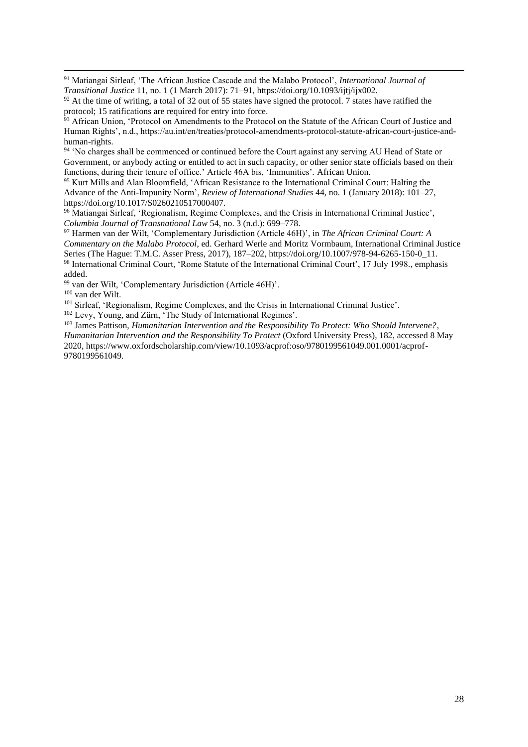[91] Matiangai Sirleaf, 'The African Justice Cascade and the Malabo Protocol', *International Journal of Transitional Justice* 11, no. 1 (1 March 2017): 71–91, https://doi.org/10.1093/ijtj/ijx002.

[92] At the time of writing, a total of 32 out of 55 states have signed the protocol. 7 states have ratified the protocol; 15 ratifications are required for entry into force.

[93] African Union, 'Protocol on Amendments to the Protocol on the Statute of the African Court of Justice and Human Rights', n.d., https://au.int/en/treaties/protocol-amendments-protocol-statute-african-court-justice-and-human-rights.

[94] 'No charges shall be commenced or continued before the Court against any serving AU Head of State or Government, or anybody acting or entitled to act in such capacity, or other senior state officials based on their functions, during their tenure of office.' Article 46A bis, 'Immunities'. African Union.

[95] Kurt Mills and Alan Bloomfield, 'African Resistance to the International Criminal Court: Halting the Advance of the Anti-Impunity Norm', *Review of International Studies* 44, no. 1 (January 2018): 101–27, https://doi.org/10.1017/S0260210517000407.

[96] Matiangai Sirleaf, 'Regionalism, Regime Complexes, and the Crisis in International Criminal Justice', *Columbia Journal of Transnational Law* 54, no. 3 (n.d.): 699–778.

[97] Harmen van der Wilt, 'Complementary Jurisdiction (Article 46H)', in *The African Criminal Court: A Commentary on the Malabo Protocol*, ed. Gerhard Werle and Moritz Vormbaum, International Criminal Justice Series (The Hague: T.M.C. Asser Press, 2017), 187–202, https://doi.org/10.1007/978-94-6265-150-0_11.

[98] International Criminal Court, 'Rome Statute of the International Criminal Court', 17 July 1998., emphasis added.

[99] van der Wilt, 'Complementary Jurisdiction (Article 46H)'.

[100] van der Wilt.

[101] Sirleaf, 'Regionalism, Regime Complexes, and the Crisis in International Criminal Justice'.

[102] Levy, Young, and Zürn, 'The Study of International Regimes'.

[103] James Pattison, *Humanitarian Intervention and the Responsibility To Protect: Who Should Intervene?*, *Humanitarian Intervention and the Responsibility To Protect* (Oxford University Press), 182, accessed 8 May 2020, https://www.oxfordscholarship.com/view/10.1093/acprof:oso/9780199561049.001.0001/acprof-9780199561049.